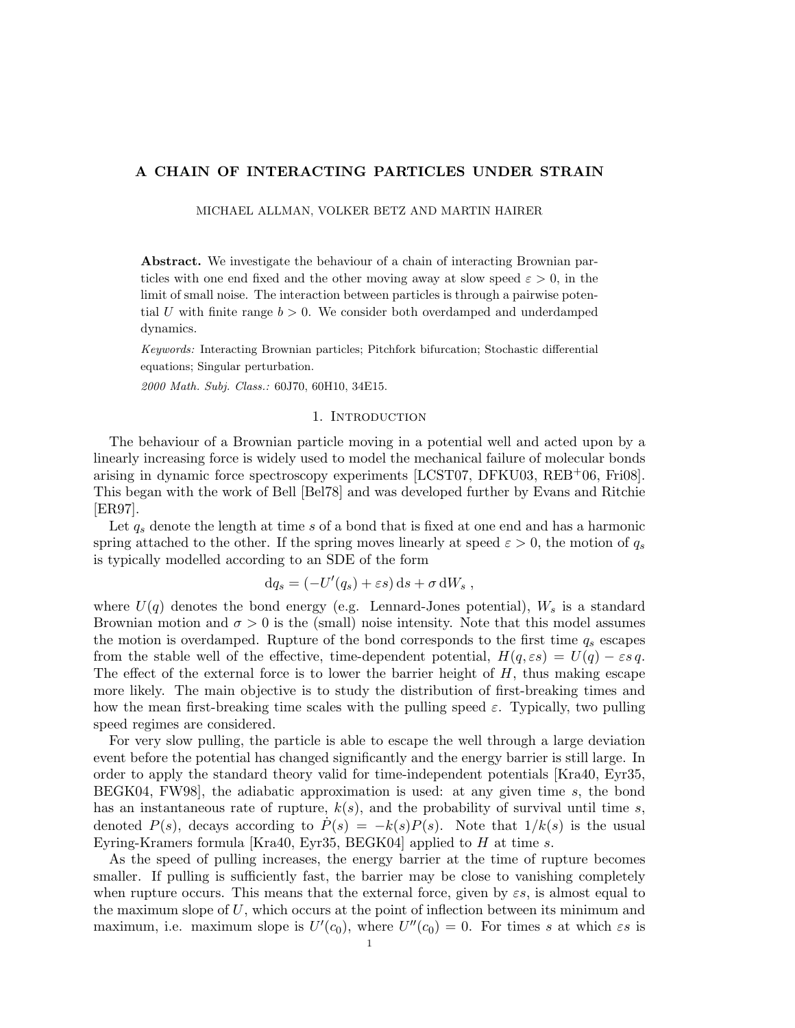# A CHAIN OF INTERACTING PARTICLES UNDER STRAIN

MICHAEL ALLMAN, VOLKER BETZ AND MARTIN HAIRER

**Abstract.** We investigate the behaviour of a chain of interacting Brownian particles with one end fixed and the other moving away at slow speed $\varepsilon > 0$, in the limit of small noise. The interaction between particles is through a pairwise potential $U$ with finite range $b > 0$. We consider both overdamped and underdamped dynamics.

*Keywords:* Interacting Brownian particles; Pitchfork bifurcation; Stochastic differential equations; Singular perturbation.

*2000 Math. Subj. Class.:* 60J70, 60H10, 34E15.

## 1. Introduction

The behaviour of a Brownian particle moving in a potential well and acted upon by a linearly increasing force is widely used to model the mechanical failure of molecular bonds arising in dynamic force spectroscopy experiments [LCST07, DFKU03, REB+06, Fri08]. This began with the work of Bell [Bel78] and was developed further by Evans and Ritchie [ER97].

Let $q_s$ denote the length at time $s$ of a bond that is fixed at one end and has a harmonic spring attached to the other. If the spring moves linearly at speed $\varepsilon > 0$, the motion of $q_s$ is typically modelled according to an SDE of the form

$$\mathrm{d}q_s = (-U'(q_s) + \varepsilon s)\,\mathrm{d}s + \sigma\,\mathrm{d}W_s\;,$$

where $U(q)$ denotes the bond energy (e.g. Lennard-Jones potential), $W_s$ is a standard Brownian motion and $\sigma > 0$ is the (small) noise intensity. Note that this model assumes the motion is overdamped. Rupture of the bond corresponds to the first time $q_s$ escapes from the stable well of the effective, time-dependent potential, $H(q, \varepsilon s) = U(q) - \varepsilon s\, q$. The effect of the external force is to lower the barrier height of $H$, thus making escape more likely. The main objective is to study the distribution of first-breaking times and how the mean first-breaking time scales with the pulling speed $\varepsilon$. Typically, two pulling speed regimes are considered.

For very slow pulling, the particle is able to escape the well through a large deviation event before the potential has changed significantly and the energy barrier is still large. In order to apply the standard theory valid for time-independent potentials [Kra40, Eyr35, BEGK04, FW98], the adiabatic approximation is used: at any given time $s$, the bond has an instantaneous rate of rupture, $k(s)$, and the probability of survival until time $s$, denoted $P(s)$, decays according to $\dot{P}(s) = -k(s)P(s)$. Note that $1/k(s)$ is the usual Eyring-Kramers formula [Kra40, Eyr35, BEGK04] applied to $H$ at time $s$.

As the speed of pulling increases, the energy barrier at the time of rupture becomes smaller. If pulling is sufficiently fast, the barrier may be close to vanishing completely when rupture occurs. This means that the external force, given by $\varepsilon s$, is almost equal to the maximum slope of $U$, which occurs at the point of inflection between its minimum and maximum, i.e. maximum slope is $U'(c_0)$, where $U''(c_0) = 0$. For times $s$ at which $\varepsilon s$ is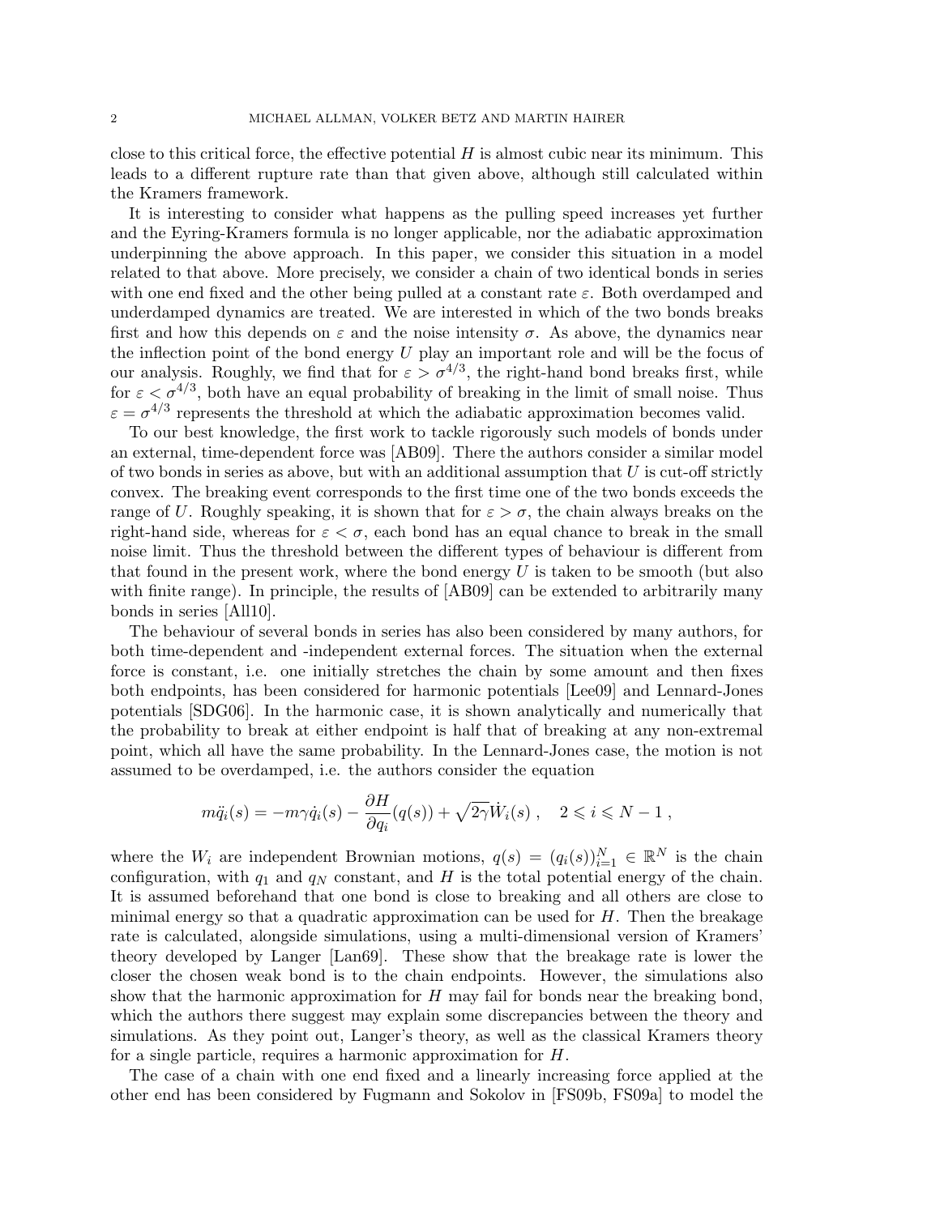close to this critical force, the effective potential $H$ is almost cubic near its minimum. This leads to a different rupture rate than that given above, although still calculated within the Kramers framework.

It is interesting to consider what happens as the pulling speed increases yet further and the Eyring-Kramers formula is no longer applicable, nor the adiabatic approximation underpinning the above approach. In this paper, we consider this situation in a model related to that above. More precisely, we consider a chain of two identical bonds in series with one end fixed and the other being pulled at a constant rate $\varepsilon$. Both overdamped and underdamped dynamics are treated. We are interested in which of the two bonds breaks first and how this depends on $\varepsilon$ and the noise intensity $\sigma$. As above, the dynamics near the inflection point of the bond energy $U$ play an important role and will be the focus of our analysis. Roughly, we find that for $\varepsilon > \sigma^{4/3}$, the right-hand bond breaks first, while for $\varepsilon < \sigma^{4/3}$, both have an equal probability of breaking in the limit of small noise. Thus $\varepsilon = \sigma^{4/3}$ represents the threshold at which the adiabatic approximation becomes valid.

To our best knowledge, the first work to tackle rigorously such models of bonds under an external, time-dependent force was [AB09]. There the authors consider a similar model of two bonds in series as above, but with an additional assumption that $U$ is cut-off strictly convex. The breaking event corresponds to the first time one of the two bonds exceeds the range of $U$. Roughly speaking, it is shown that for $\varepsilon > \sigma$, the chain always breaks on the right-hand side, whereas for $\varepsilon < \sigma$, each bond has an equal chance to break in the small noise limit. Thus the threshold between the different types of behaviour is different from that found in the present work, where the bond energy $U$ is taken to be smooth (but also with finite range). In principle, the results of [AB09] can be extended to arbitrarily many bonds in series [All10].

The behaviour of several bonds in series has also been considered by many authors, for both time-dependent and -independent external forces. The situation when the external force is constant, i.e. one initially stretches the chain by some amount and then fixes both endpoints, has been considered for harmonic potentials [Lee09] and Lennard-Jones potentials [SDG06]. In the harmonic case, it is shown analytically and numerically that the probability to break at either endpoint is half that of breaking at any non-extremal point, which all have the same probability. In the Lennard-Jones case, the motion is not assumed to be overdamped, i.e. the authors consider the equation

$$m\ddot{q}_i(s) = -m\gamma\dot{q}_i(s) - \frac{\partial H}{\partial q_i}(q(s)) + \sqrt{2\gamma}\dot{W}_i(s)\;, \quad 2 \leqslant i \leqslant N-1\;,$$

where the $W_i$ are independent Brownian motions, $q(s) = (q_i(s))_{i=1}^N \in \mathbb{R}^N$ is the chain configuration, with $q_1$ and $q_N$ constant, and $H$ is the total potential energy of the chain. It is assumed beforehand that one bond is close to breaking and all others are close to minimal energy so that a quadratic approximation can be used for $H$. Then the breakage rate is calculated, alongside simulations, using a multi-dimensional version of Kramers' theory developed by Langer [Lan69]. These show that the breakage rate is lower the closer the chosen weak bond is to the chain endpoints. However, the simulations also show that the harmonic approximation for $H$ may fail for bonds near the breaking bond, which the authors there suggest may explain some discrepancies between the theory and simulations. As they point out, Langer's theory, as well as the classical Kramers theory for a single particle, requires a harmonic approximation for $H$.

The case of a chain with one end fixed and a linearly increasing force applied at the other end has been considered by Fugmann and Sokolov in [FS09b, FS09a] to model the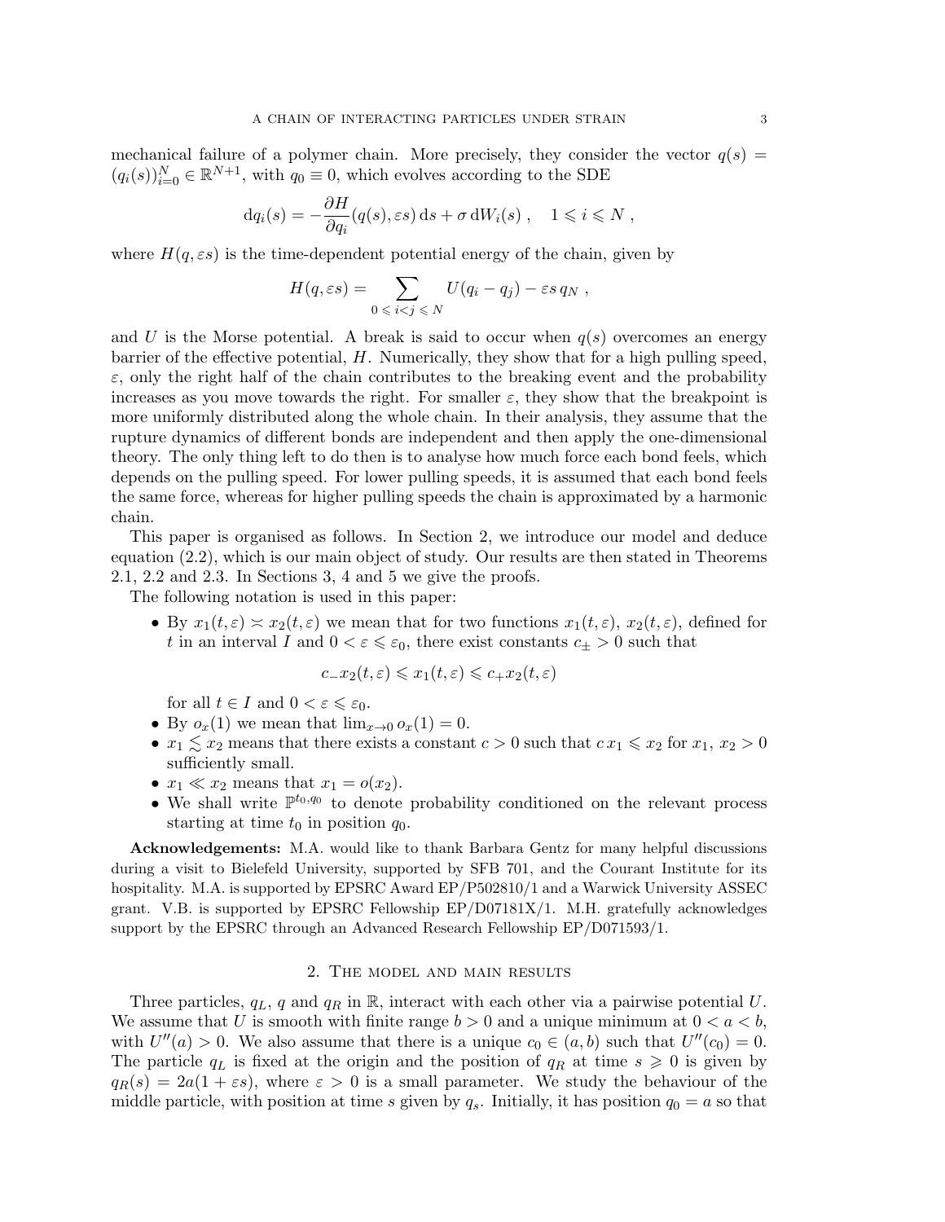mechanical failure of a polymer chain. More precisely, they consider the vector $q(s) = (q_i(s))_{i=0}^N \in \mathbb{R}^{N+1}$, with $q_0 \equiv 0$, which evolves according to the SDE

$$\mathrm{d}q_i(s) = -\frac{\partial H}{\partial q_i}(q(s), \varepsilon s)\,\mathrm{d}s + \sigma\,\mathrm{d}W_i(s)\;, \quad 1 \leqslant i \leqslant N\;,$$

where $H(q, \varepsilon s)$ is the time-dependent potential energy of the chain, given by

$$H(q, \varepsilon s) = \sum_{0 \leqslant i < j \leqslant N} U(q_i - q_j) - \varepsilon s\, q_N\;,$$

and $U$ is the Morse potential. A break is said to occur when $q(s)$ overcomes an energy barrier of the effective potential, $H$. Numerically, they show that for a high pulling speed, $\varepsilon$, only the right half of the chain contributes to the breaking event and the probability increases as you move towards the right. For smaller $\varepsilon$, they show that the breakpoint is more uniformly distributed along the whole chain. In their analysis, they assume that the rupture dynamics of different bonds are independent and then apply the one-dimensional theory. The only thing left to do then is to analyse how much force each bond feels, which depends on the pulling speed. For lower pulling speeds, it is assumed that each bond feels the same force, whereas for higher pulling speeds the chain is approximated by a harmonic chain.

This paper is organised as follows. In Section 2, we introduce our model and deduce equation (2.2), which is our main object of study. Our results are then stated in Theorems 2.1, 2.2 and 2.3. In Sections 3, 4 and 5 we give the proofs.

The following notation is used in this paper:

- By $x_1(t,\varepsilon) \asymp x_2(t,\varepsilon)$ we mean that for two functions $x_1(t,\varepsilon)$, $x_2(t,\varepsilon)$, defined for $t$ in an interval $I$ and $0 < \varepsilon \leqslant \varepsilon_0$, there exist constants $c_\pm > 0$ such that

  $$c_- x_2(t,\varepsilon) \leqslant x_1(t,\varepsilon) \leqslant c_+ x_2(t,\varepsilon)$$

  for all $t \in I$ and $0 < \varepsilon \leqslant \varepsilon_0$.
- By $o_x(1)$ we mean that $\lim_{x\to 0} o_x(1) = 0$.
- $x_1 \lesssim x_2$ means that there exists a constant $c > 0$ such that $c\,x_1 \leqslant x_2$ for $x_1$, $x_2 > 0$ sufficiently small.
- $x_1 \ll x_2$ means that $x_1 = o(x_2)$.
- We shall write $\mathbb{P}^{t_0,q_0}$ to denote probability conditioned on the relevant process starting at time $t_0$ in position $q_0$.

**Acknowledgements:** M.A. would like to thank Barbara Gentz for many helpful discussions during a visit to Bielefeld University, supported by SFB 701, and the Courant Institute for its hospitality. M.A. is supported by EPSRC Award EP/P502810/1 and a Warwick University ASSEC grant. V.B. is supported by EPSRC Fellowship EP/D07181X/1. M.H. gratefully acknowledges support by the EPSRC through an Advanced Research Fellowship EP/D071593/1.

## 2. The model and main results

Three particles, $q_L$, $q$ and $q_R$ in $\mathbb{R}$, interact with each other via a pairwise potential $U$. We assume that $U$ is smooth with finite range $b > 0$ and a unique minimum at $0 < a < b$, with $U''(a) > 0$. We also assume that there is a unique $c_0 \in (a, b)$ such that $U''(c_0) = 0$. The particle $q_L$ is fixed at the origin and the position of $q_R$ at time $s \geqslant 0$ is given by $q_R(s) = 2a(1 + \varepsilon s)$, where $\varepsilon > 0$ is a small parameter. We study the behaviour of the middle particle, with position at time $s$ given by $q_s$. Initially, it has position $q_0 = a$ so that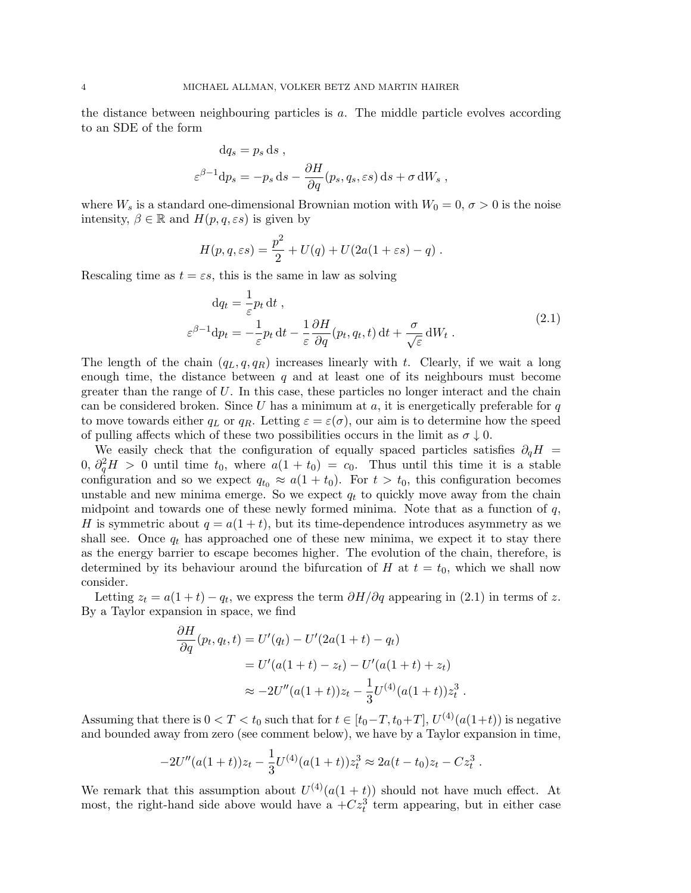the distance between neighbouring particles is $a$. The middle particle evolves according to an SDE of the form

$$
\begin{aligned}
\mathrm{d}q_s &= p_s \,\mathrm{d}s ,\\
\varepsilon^{\beta-1}\mathrm{d}p_s &= -p_s \,\mathrm{d}s - \frac{\partial H}{\partial q}(p_s, q_s, \varepsilon s)\,\mathrm{d}s + \sigma \,\mathrm{d}W_s ,
\end{aligned}
$$

where $W_s$ is a standard one-dimensional Brownian motion with $W_0 = 0$, $\sigma > 0$ is the noise intensity, $\beta \in \mathbb{R}$ and $H(p, q, \varepsilon s)$ is given by

$$
H(p, q, \varepsilon s) = \frac{p^2}{2} + U(q) + U(2a(1 + \varepsilon s) - q) .
$$

Rescaling time as $t = \varepsilon s$, this is the same in law as solving

$$
\begin{aligned}
\mathrm{d}q_t &= \frac{1}{\varepsilon} p_t \,\mathrm{d}t ,\\
\varepsilon^{\beta-1}\mathrm{d}p_t &= -\frac{1}{\varepsilon} p_t \,\mathrm{d}t - \frac{1}{\varepsilon}\frac{\partial H}{\partial q}(p_t, q_t, t)\,\mathrm{d}t + \frac{\sigma}{\sqrt{\varepsilon}}\,\mathrm{d}W_t .
\end{aligned}
\tag{2.1}
$$

The length of the chain $(q_L, q, q_R)$ increases linearly with $t$. Clearly, if we wait a long enough time, the distance between $q$ and at least one of its neighbours must become greater than the range of $U$. In this case, these particles no longer interact and the chain can be considered broken. Since $U$ has a minimum at $a$, it is energetically preferable for $q$ to move towards either $q_L$ or $q_R$. Letting $\varepsilon = \varepsilon(\sigma)$, our aim is to determine how the speed of pulling affects which of these two possibilities occurs in the limit as $\sigma \downarrow 0$.

We easily check that the configuration of equally spaced particles satisfies $\partial_q H = 0$, $\partial_q^2 H > 0$ until time $t_0$, where $a(1 + t_0) = c_0$. Thus until this time it is a stable configuration and so we expect $q_{t_0} \approx a(1 + t_0)$. For $t > t_0$, this configuration becomes unstable and new minima emerge. So we expect $q_t$ to quickly move away from the chain midpoint and towards one of these newly formed minima. Note that as a function of $q$, $H$ is symmetric about $q = a(1 + t)$, but its time-dependence introduces asymmetry as we shall see. Once $q_t$ has approached one of these new minima, we expect it to stay there as the energy barrier to escape becomes higher. The evolution of the chain, therefore, is determined by its behaviour around the bifurcation of $H$ at $t = t_0$, which we shall now consider.

Letting $z_t = a(1 + t) - q_t$, we express the term $\partial H/\partial q$ appearing in (2.1) in terms of $z$. By a Taylor expansion in space, we find

$$
\begin{aligned}
\frac{\partial H}{\partial q}(p_t, q_t, t) &= U'(q_t) - U'(2a(1 + t) - q_t)\\
&= U'(a(1 + t) - z_t) - U'(a(1 + t) + z_t)\\
&\approx -2U''(a(1 + t))z_t - \frac{1}{3}U^{(4)}(a(1 + t))z_t^3 .
\end{aligned}
$$

Assuming that there is $0 < T < t_0$ such that for $t \in [t_0 - T, t_0 + T]$, $U^{(4)}(a(1+t))$ is negative and bounded away from zero (see comment below), we have by a Taylor expansion in time,

$$
-2U''(a(1 + t))z_t - \frac{1}{3}U^{(4)}(a(1 + t))z_t^3 \approx 2a(t - t_0)z_t - Cz_t^3 .
$$

We remark that this assumption about $U^{(4)}(a(1 + t))$ should not have much effect. At most, the right-hand side above would have a $+Cz_t^3$ term appearing, but in either case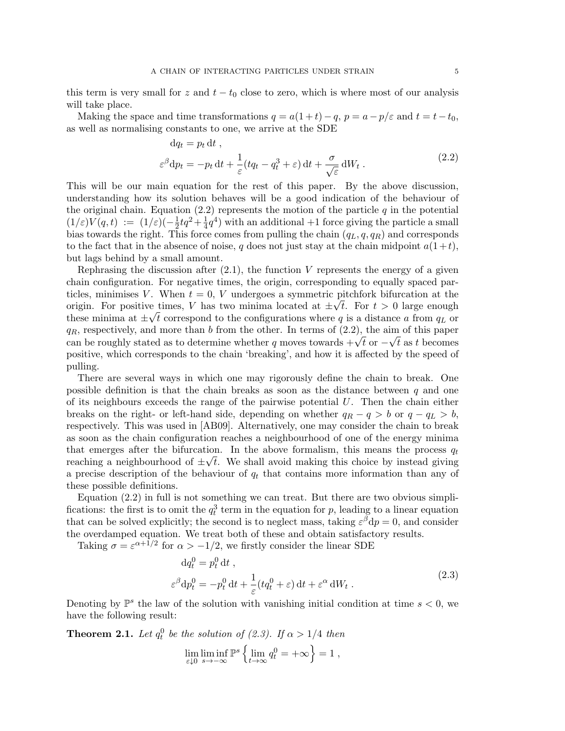this term is very small for $z$ and $t - t_0$ close to zero, which is where most of our analysis will take place.

Making the space and time transformations $q = a(1+t) - q$, $p = a - p/\varepsilon$ and $t = t - t_0$, as well as normalising constants to one, we arrive at the SDE

$$
\begin{aligned}
\mathrm{d}q_t &= p_t \,\mathrm{d}t \;, \\
\varepsilon^\beta \mathrm{d}p_t &= -p_t \,\mathrm{d}t + \frac{1}{\varepsilon}(tq_t - q_t^3 + \varepsilon)\,\mathrm{d}t + \frac{\sigma}{\sqrt{\varepsilon}}\,\mathrm{d}W_t \;.
\end{aligned}
\tag{2.2}
$$

This will be our main equation for the rest of this paper. By the above discussion, understanding how its solution behaves will be a good indication of the behaviour of the original chain. Equation (2.2) represents the motion of the particle $q$ in the potential $(1/\varepsilon)V(q,t) := (1/\varepsilon)(-\frac{1}{2}tq^2 + \frac{1}{4}q^4)$ with an additional $+1$ force giving the particle a small bias towards the right. This force comes from pulling the chain $(q_L, q, q_R)$ and corresponds to the fact that in the absence of noise, $q$ does not just stay at the chain midpoint $a(1+t)$, but lags behind by a small amount.

Rephrasing the discussion after (2.1), the function $V$ represents the energy of a given chain configuration. For negative times, the origin, corresponding to equally spaced particles, minimises $V$. When $t = 0$, $V$ undergoes a symmetric pitchfork bifurcation at the origin. For positive times, $V$ has two minima located at $\pm\sqrt{t}$. For $t > 0$ large enough these minima at $\pm\sqrt{t}$ correspond to the configurations where $q$ is a distance $a$ from $q_L$ or $q_R$, respectively, and more than $b$ from the other. In terms of (2.2), the aim of this paper can be roughly stated as to determine whether $q$ moves towards $+\sqrt{t}$ or $-\sqrt{t}$ as $t$ becomes positive, which corresponds to the chain 'breaking', and how it is affected by the speed of pulling.

There are several ways in which one may rigorously define the chain to break. One possible definition is that the chain breaks as soon as the distance between $q$ and one of its neighbours exceeds the range of the pairwise potential $U$. Then the chain either breaks on the right- or left-hand side, depending on whether $q_R - q > b$ or $q - q_L > b$, respectively. This was used in [AB09]. Alternatively, one may consider the chain to break as soon as the chain configuration reaches a neighbourhood of one of the energy minima that emerges after the bifurcation. In the above formalism, this means the process $q_t$ reaching a neighbourhood of $\pm\sqrt{t}$. We shall avoid making this choice by instead giving a precise description of the behaviour of $q_t$ that contains more information than any of these possible definitions.

Equation (2.2) in full is not something we can treat. But there are two obvious simplifications: the first is to omit the $q_t^3$ term in the equation for $p$, leading to a linear equation that can be solved explicitly; the second is to neglect mass, taking $\varepsilon^\beta \mathrm{d}p = 0$, and consider the overdamped equation. We treat both of these and obtain satisfactory results.

Taking $\sigma = \varepsilon^{\alpha+1/2}$ for $\alpha > -1/2$, we firstly consider the linear SDE

$$
\begin{aligned}
\mathrm{d}q_t^0 &= p_t^0 \,\mathrm{d}t \;, \\
\varepsilon^\beta \mathrm{d}p_t^0 &= -p_t^0 \,\mathrm{d}t + \frac{1}{\varepsilon}(tq_t^0 + \varepsilon)\,\mathrm{d}t + \varepsilon^\alpha \,\mathrm{d}W_t \;.
\end{aligned}
\tag{2.3}
$$

Denoting by $\mathbb{P}^s$ the law of the solution with vanishing initial condition at time $s < 0$, we have the following result:

**Theorem 2.1.** *Let $q_t^0$ be the solution of (2.3). If $\alpha > 1/4$ then*

$$
\lim_{\varepsilon \downarrow 0} \liminf_{s \to -\infty} \mathbb{P}^s \Big\{ \lim_{t\to\infty} q_t^0 = +\infty \Big\} = 1 \;,
$$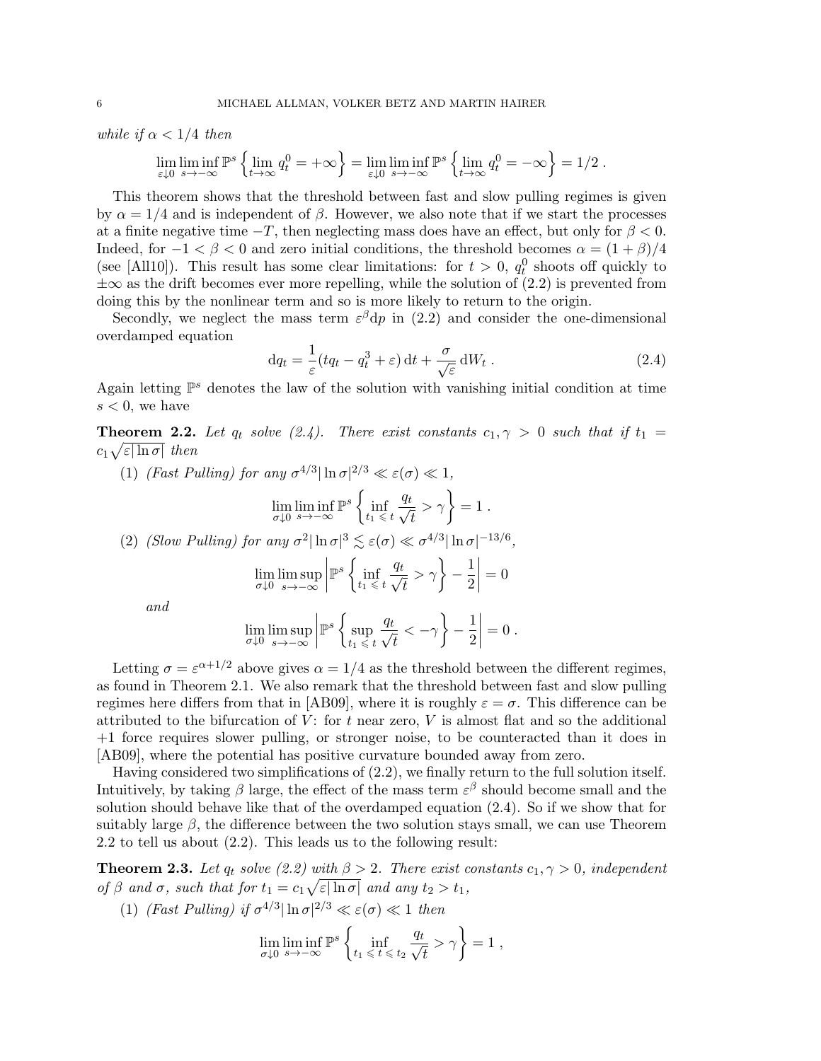*while if* $\alpha < 1/4$ *then*

$$\lim_{\varepsilon\downarrow 0}\liminf_{s\to-\infty}\mathbb{P}^s\left\{\lim_{t\to\infty} q_t^0 = +\infty\right\} = \lim_{\varepsilon\downarrow 0}\liminf_{s\to-\infty}\mathbb{P}^s\left\{\lim_{t\to\infty} q_t^0 = -\infty\right\} = 1/2\;.$$

This theorem shows that the threshold between fast and slow pulling regimes is given by $\alpha = 1/4$ and is independent of $\beta$. However, we also note that if we start the processes at a finite negative time $-T$, then neglecting mass does have an effect, but only for $\beta < 0$. Indeed, for $-1 < \beta < 0$ and zero initial conditions, the threshold becomes $\alpha = (1+\beta)/4$ (see [All10]). This result has some clear limitations: for $t > 0$, $q_t^0$ shoots off quickly to $\pm\infty$ as the drift becomes ever more repelling, while the solution of (2.2) is prevented from doing this by the nonlinear term and so is more likely to return to the origin.

Secondly, we neglect the mass term $\varepsilon^\beta \mathrm{d}p$ in (2.2) and consider the one-dimensional overdamped equation

$$\mathrm{d}q_t = \frac{1}{\varepsilon}(tq_t - q_t^3 + \varepsilon)\,\mathrm{d}t + \frac{\sigma}{\sqrt{\varepsilon}}\,\mathrm{d}W_t\;. \tag{2.4}$$

Again letting $\mathbb{P}^s$ denotes the law of the solution with vanishing initial condition at time $s < 0$, we have

**Theorem 2.2.** *Let* $q_t$ *solve (2.4). There exist constants* $c_1, \gamma > 0$ *such that if* $t_1 = c_1\sqrt{\varepsilon|\ln\sigma|}$ *then*

(1) *(Fast Pulling) for any* $\sigma^{4/3}|\ln\sigma|^{2/3} \ll \varepsilon(\sigma) \ll 1$,

$$\lim_{\sigma\downarrow 0}\liminf_{s\to-\infty}\mathbb{P}^s\left\{\inf_{t_1\leqslant t}\frac{q_t}{\sqrt{t}} > \gamma\right\} = 1\;.$$

(2) *(Slow Pulling) for any* $\sigma^2|\ln\sigma|^3 \lesssim \varepsilon(\sigma) \ll \sigma^{4/3}|\ln\sigma|^{-13/6}$,

$$\lim_{\sigma\downarrow 0}\limsup_{s\to-\infty}\left|\mathbb{P}^s\left\{\inf_{t_1\leqslant t}\frac{q_t}{\sqrt{t}} > \gamma\right\} - \frac{1}{2}\right| = 0$$

*and*

$$\lim_{\sigma\downarrow 0}\limsup_{s\to-\infty}\left|\mathbb{P}^s\left\{\sup_{t_1\leqslant t}\frac{q_t}{\sqrt{t}} < -\gamma\right\} - \frac{1}{2}\right| = 0\;.$$

Letting $\sigma = \varepsilon^{\alpha+1/2}$ above gives $\alpha = 1/4$ as the threshold between the different regimes, as found in Theorem 2.1. We also remark that the threshold between fast and slow pulling regimes here differs from that in [AB09], where it is roughly $\varepsilon = \sigma$. This difference can be attributed to the bifurcation of $V$: for $t$ near zero, $V$ is almost flat and so the additional $+1$ force requires slower pulling, or stronger noise, to be counteracted than it does in [AB09], where the potential has positive curvature bounded away from zero.

Having considered two simplifications of (2.2), we finally return to the full solution itself. Intuitively, by taking $\beta$ large, the effect of the mass term $\varepsilon^\beta$ should become small and the solution should behave like that of the overdamped equation (2.4). So if we show that for suitably large $\beta$, the difference between the two solution stays small, we can use Theorem 2.2 to tell us about (2.2). This leads us to the following result:

**Theorem 2.3.** *Let* $q_t$ *solve (2.2) with* $\beta > 2$. *There exist constants* $c_1, \gamma > 0$, *independent of* $\beta$ *and* $\sigma$, *such that for* $t_1 = c_1\sqrt{\varepsilon|\ln\sigma|}$ *and any* $t_2 > t_1$,

(1) *(Fast Pulling) if* $\sigma^{4/3}|\ln\sigma|^{2/3} \ll \varepsilon(\sigma) \ll 1$ *then*

$$\lim_{\sigma\downarrow 0}\liminf_{s\to-\infty}\mathbb{P}^s\left\{\inf_{t_1\leqslant t\leqslant t_2}\frac{q_t}{\sqrt{t}} > \gamma\right\} = 1\;,$$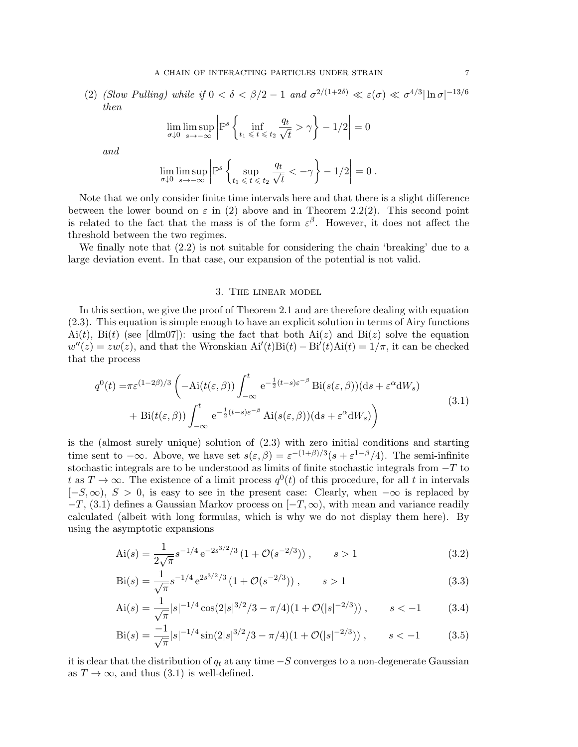(2) *(Slow Pulling) while if* $0 < \delta < \beta/2 - 1$ *and* $\sigma^{2/(1+2\delta)} \ll \varepsilon(\sigma) \ll \sigma^{4/3}|\ln\sigma|^{-13/6}$ *then*

$$\lim_{\sigma\downarrow 0}\limsup_{s\to-\infty}\left|\mathbb{P}^s\left\{\inf_{t_1\leqslant t\leqslant t_2}\frac{q_t}{\sqrt{t}} > \gamma\right\} - 1/2\right| = 0$$

*and*

$$\lim_{\sigma\downarrow 0}\limsup_{s\to-\infty}\left|\mathbb{P}^s\left\{\sup_{t_1\leqslant t\leqslant t_2}\frac{q_t}{\sqrt{t}} < -\gamma\right\} - 1/2\right| = 0\,.$$

Note that we only consider finite time intervals here and that there is a slight difference between the lower bound on $\varepsilon$ in (2) above and in Theorem 2.2(2). This second point is related to the fact that the mass is of the form $\varepsilon^\beta$. However, it does not affect the threshold between the two regimes.

We finally note that (2.2) is not suitable for considering the chain 'breaking' due to a large deviation event. In that case, our expansion of the potential is not valid.

## 3. The linear model

In this section, we give the proof of Theorem 2.1 and are therefore dealing with equation (2.3). This equation is simple enough to have an explicit solution in terms of Airy functions $\mathrm{Ai}(t)$, $\mathrm{Bi}(t)$ (see [dlm07]): using the fact that both $\mathrm{Ai}(z)$ and $\mathrm{Bi}(z)$ solve the equation $w''(z) = zw(z)$, and that the Wronskian $\mathrm{Ai}'(t)\mathrm{Bi}(t) - \mathrm{Bi}'(t)\mathrm{Ai}(t) = 1/\pi$, it can be checked that the process

$$\begin{aligned} q^0(t) =& \pi\varepsilon^{(1-2\beta)/3}\left(-\mathrm{Ai}(t(\varepsilon,\beta))\int_{-\infty}^t \mathrm{e}^{-\frac{1}{2}(t-s)\varepsilon^{-\beta}}\,\mathrm{Bi}(s(\varepsilon,\beta))(\mathrm{d}s + \varepsilon^\alpha \mathrm{d}W_s)\right.\\ &\left. + \mathrm{Bi}(t(\varepsilon,\beta))\int_{-\infty}^t \mathrm{e}^{-\frac{1}{2}(t-s)\varepsilon^{-\beta}}\,\mathrm{Ai}(s(\varepsilon,\beta))(\mathrm{d}s + \varepsilon^\alpha \mathrm{d}W_s)\right) \end{aligned} \tag{3.1}$$

is the (almost surely unique) solution of (2.3) with zero initial conditions and starting time sent to $-\infty$. Above, we have set $s(\varepsilon,\beta) = \varepsilon^{-(1+\beta)/3}(s + \varepsilon^{1-\beta}/4)$. The semi-infinite stochastic integrals are to be understood as limits of finite stochastic integrals from $-T$ to $t$ as $T\to\infty$. The existence of a limit process $q^0(t)$ of this procedure, for all $t$ in intervals $[-S,\infty)$, $S > 0$, is easy to see in the present case: Clearly, when $-\infty$ is replaced by $-T$, (3.1) defines a Gaussian Markov process on $[-T,\infty)$, with mean and variance readily calculated (albeit with long formulas, which is why we do not display them here). By using the asymptotic expansions

$$\mathrm{Ai}(s) = \frac{1}{2\sqrt{\pi}}s^{-1/4}\,\mathrm{e}^{-2s^{3/2}/3}\,(1 + \mathcal{O}(s^{-2/3}))\,, \qquad s > 1 \tag{3.2}$$

$$\mathrm{Bi}(s) = \frac{1}{\sqrt{\pi}}s^{-1/4}\,\mathrm{e}^{2s^{3/2}/3}\,(1 + \mathcal{O}(s^{-2/3}))\,, \qquad s > 1 \tag{3.3}$$

$$\mathrm{Ai}(s) = \frac{1}{\sqrt{\pi}}|s|^{-1/4}\cos(2|s|^{3/2}/3 - \pi/4)(1 + \mathcal{O}(|s|^{-2/3}))\,, \qquad s < -1 \tag{3.4}$$

$$\mathrm{Bi}(s) = \frac{-1}{\sqrt{\pi}}|s|^{-1/4}\sin(2|s|^{3/2}/3 - \pi/4)(1 + \mathcal{O}(|s|^{-2/3}))\,, \qquad s < -1 \tag{3.5}$$

it is clear that the distribution of $q_t$ at any time $-S$ converges to a non-degenerate Gaussian as $T\to\infty$, and thus (3.1) is well-defined.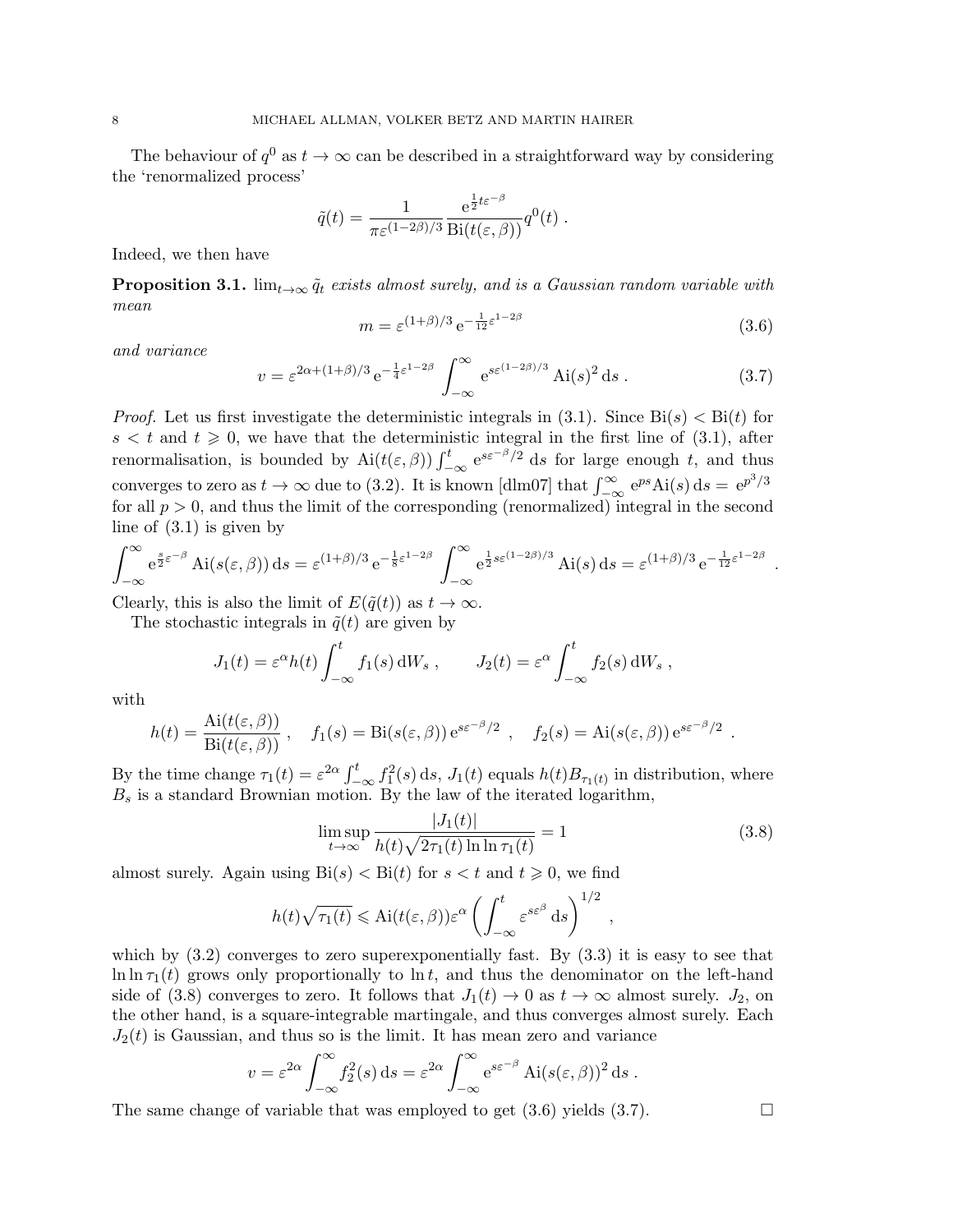The behaviour of $q^0$ as $t \to \infty$ can be described in a straightforward way by considering the 'renormalized process'

$$\tilde{q}(t) = \frac{1}{\pi \varepsilon^{(1-2\beta)/3}} \frac{\mathrm{e}^{\frac{1}{2}t\varepsilon^{-\beta}}}{\mathrm{Bi}(t(\varepsilon, \beta))} q^0(t) \; .$$

Indeed, we then have

**Proposition 3.1.** *$\lim_{t\to\infty} \tilde{q}_t$ exists almost surely, and is a Gaussian random variable with mean*

$$m = \varepsilon^{(1+\beta)/3} \, \mathrm{e}^{-\frac{1}{12}\varepsilon^{1-2\beta}} \tag{3.6}$$

*and variance*

$$v = \varepsilon^{2\alpha+(1+\beta)/3} \, \mathrm{e}^{-\frac{1}{4}\varepsilon^{1-2\beta}} \int_{-\infty}^{\infty} \mathrm{e}^{s\varepsilon^{(1-2\beta)/3}} \, \mathrm{Ai}(s)^2 \, \mathrm{d}s \; . \tag{3.7}$$

*Proof.* Let us first investigate the deterministic integrals in (3.1). Since $\mathrm{Bi}(s) < \mathrm{Bi}(t)$ for $s < t$ and $t \geqslant 0$, we have that the deterministic integral in the first line of (3.1), after renormalisation, is bounded by $\mathrm{Ai}(t(\varepsilon, \beta)) \int_{-\infty}^{t} \mathrm{e}^{s\varepsilon^{-\beta}/2} \, \mathrm{d}s$ for large enough $t$, and thus converges to zero as $t \to \infty$ due to (3.2). It is known [dlm07] that $\int_{-\infty}^{\infty} \mathrm{e}^{ps} \mathrm{Ai}(s) \, \mathrm{d}s = \mathrm{e}^{p^3/3}$ for all $p > 0$, and thus the limit of the corresponding (renormalized) integral in the second line of (3.1) is given by

$$\int_{-\infty}^{\infty} \mathrm{e}^{\frac{s}{2}\varepsilon^{-\beta}} \, \mathrm{Ai}(s(\varepsilon, \beta)) \, \mathrm{d}s = \varepsilon^{(1+\beta)/3} \, \mathrm{e}^{-\frac{1}{8}\varepsilon^{1-2\beta}} \int_{-\infty}^{\infty} \mathrm{e}^{\frac{1}{2}s\varepsilon^{(1-2\beta)/3}} \, \mathrm{Ai}(s) \, \mathrm{d}s = \varepsilon^{(1+\beta)/3} \, \mathrm{e}^{-\frac{1}{12}\varepsilon^{1-2\beta}} \; .$$

Clearly, this is also the limit of $E(\tilde{q}(t))$ as $t \to \infty$.

The stochastic integrals in $\tilde{q}(t)$ are given by

$$J_1(t) = \varepsilon^{\alpha} h(t) \int_{-\infty}^{t} f_1(s) \, \mathrm{d}W_s \; , \qquad J_2(t) = \varepsilon^{\alpha} \int_{-\infty}^{t} f_2(s) \, \mathrm{d}W_s \; ,$$

with

$$h(t) = \frac{\mathrm{Ai}(t(\varepsilon, \beta))}{\mathrm{Bi}(t(\varepsilon, \beta))} \; , \quad f_1(s) = \mathrm{Bi}(s(\varepsilon, \beta)) \, \mathrm{e}^{s\varepsilon^{-\beta}/2} \; , \quad f_2(s) = \mathrm{Ai}(s(\varepsilon, \beta)) \, \mathrm{e}^{s\varepsilon^{-\beta}/2} \; .$$

By the time change $\tau_1(t) = \varepsilon^{2\alpha} \int_{-\infty}^{t} f_1^2(s) \, \mathrm{d}s$, $J_1(t)$ equals $h(t) B_{\tau_1(t)}$ in distribution, where $B_s$ is a standard Brownian motion. By the law of the iterated logarithm,

$$\limsup_{t\to\infty} \frac{|J_1(t)|}{h(t)\sqrt{2\tau_1(t) \ln \ln \tau_1(t)}} = 1 \tag{3.8}$$

almost surely. Again using $\mathrm{Bi}(s) < \mathrm{Bi}(t)$ for $s < t$ and $t \geqslant 0$, we find

$$h(t)\sqrt{\tau_1(t)} \leqslant \mathrm{Ai}(t(\varepsilon, \beta)) \varepsilon^{\alpha} \left( \int_{-\infty}^{t} \varepsilon^{s\varepsilon^{\beta}} \, \mathrm{d}s \right)^{1/2} \; ,$$

which by (3.2) converges to zero superexponentially fast. By (3.3) it is easy to see that $\ln \ln \tau_1(t)$ grows only proportionally to $\ln t$, and thus the denominator on the left-hand side of (3.8) converges to zero. It follows that $J_1(t) \to 0$ as $t \to \infty$ almost surely. $J_2$, on the other hand, is a square-integrable martingale, and thus converges almost surely. Each $J_2(t)$ is Gaussian, and thus so is the limit. It has mean zero and variance

$$v = \varepsilon^{2\alpha} \int_{-\infty}^{\infty} f_2^2(s) \, \mathrm{d}s = \varepsilon^{2\alpha} \int_{-\infty}^{\infty} \mathrm{e}^{s\varepsilon^{-\beta}} \, \mathrm{Ai}(s(\varepsilon, \beta))^2 \, \mathrm{d}s \; .$$

The same change of variable that was employed to get (3.6) yields (3.7). $\square$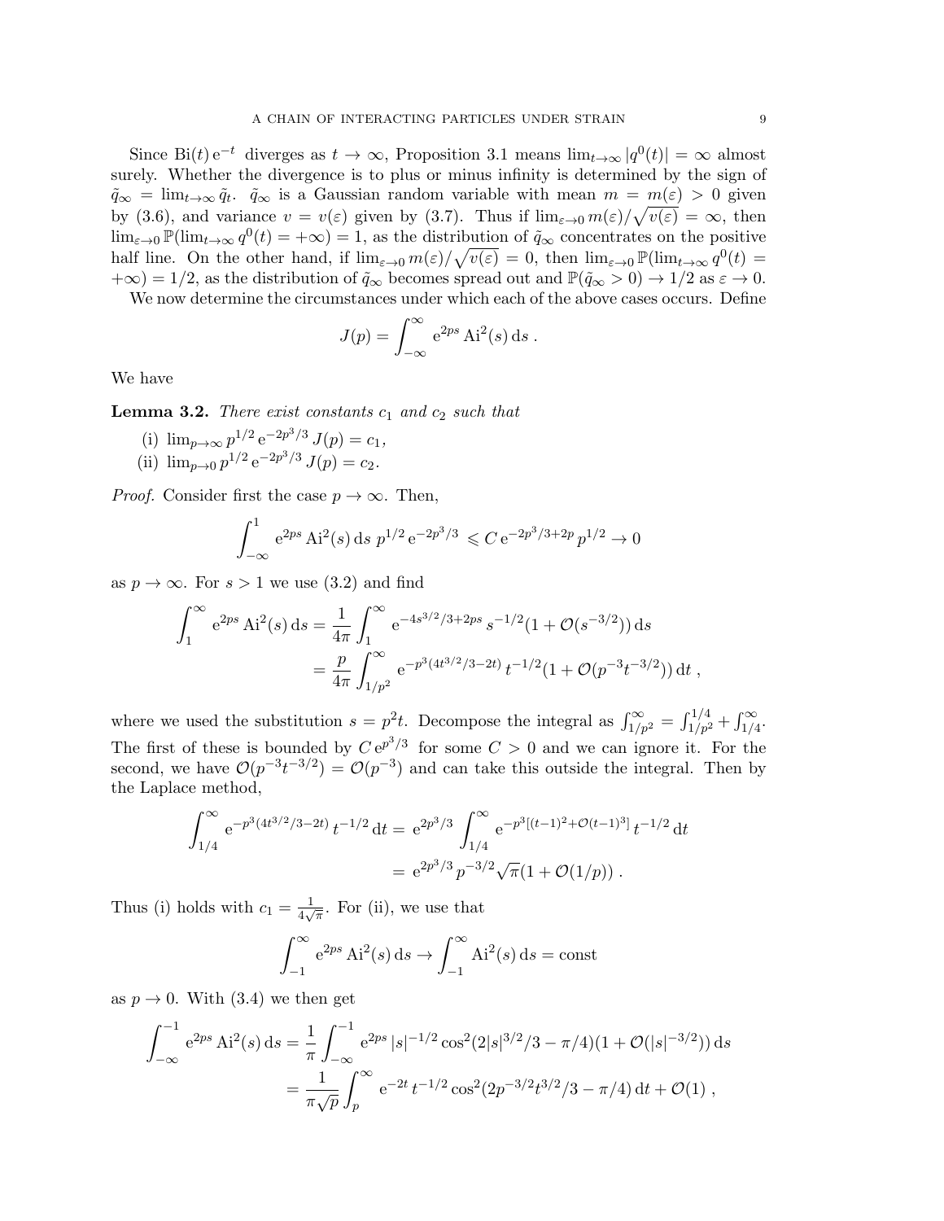Since $\mathrm{Bi}(t)\,\mathrm{e}^{-t}$ diverges as $t \to \infty$, Proposition 3.1 means $\lim_{t\to\infty} |q^0(t)| = \infty$ almost surely. Whether the divergence is to plus or minus infinity is determined by the sign of $\tilde{q}_\infty = \lim_{t\to\infty} \tilde{q}_t$. $\tilde{q}_\infty$ is a Gaussian random variable with mean $m = m(\varepsilon) > 0$ given by (3.6), and variance $v = v(\varepsilon)$ given by (3.7). Thus if $\lim_{\varepsilon\to 0} m(\varepsilon)/\sqrt{v(\varepsilon)} = \infty$, then $\lim_{\varepsilon\to 0} \mathbb{P}(\lim_{t\to\infty} q^0(t) = +\infty) = 1$, as the distribution of $\tilde{q}_\infty$ concentrates on the positive half line. On the other hand, if $\lim_{\varepsilon\to 0} m(\varepsilon)/\sqrt{v(\varepsilon)} = 0$, then $\lim_{\varepsilon\to 0} \mathbb{P}(\lim_{t\to\infty} q^0(t) = +\infty) = 1/2$, as the distribution of $\tilde{q}_\infty$ becomes spread out and $\mathbb{P}(\tilde{q}_\infty > 0) \to 1/2$ as $\varepsilon \to 0$.

We now determine the circumstances under which each of the above cases occurs. Define

$$J(p) = \int_{-\infty}^{\infty} \mathrm{e}^{2ps} \,\mathrm{Ai}^2(s)\,\mathrm{d}s\,.$$

We have

**Lemma 3.2.** *There exist constants $c_1$ and $c_2$ such that*

(i) $\lim_{p\to\infty} p^{1/2}\,\mathrm{e}^{-2p^3/3}\,J(p) = c_1$,

(ii) $\lim_{p\to 0} p^{1/2}\,\mathrm{e}^{-2p^3/3}\,J(p) = c_2$.

*Proof.* Consider first the case $p \to \infty$. Then,

$$\int_{-\infty}^{1} \mathrm{e}^{2ps}\,\mathrm{Ai}^2(s)\,\mathrm{d}s\; p^{1/2}\,\mathrm{e}^{-2p^3/3} \leqslant C\,\mathrm{e}^{-2p^3/3+2p}\,p^{1/2} \to 0$$

as $p \to \infty$. For $s > 1$ we use (3.2) and find

$$\begin{aligned}
\int_{1}^{\infty} \mathrm{e}^{2ps}\,\mathrm{Ai}^2(s)\,\mathrm{d}s &= \frac{1}{4\pi}\int_1^\infty \mathrm{e}^{-4s^{3/2}/3+2ps}\,s^{-1/2}(1+\mathcal{O}(s^{-3/2}))\,\mathrm{d}s \\
&= \frac{p}{4\pi}\int_{1/p^2}^\infty \mathrm{e}^{-p^3(4t^{3/2}/3-2t)}\,t^{-1/2}(1+\mathcal{O}(p^{-3}t^{-3/2}))\,\mathrm{d}t\,,
\end{aligned}$$

where we used the substitution $s = p^2 t$. Decompose the integral as $\int_{1/p^2}^\infty = \int_{1/p^2}^{1/4} + \int_{1/4}^\infty$. The first of these is bounded by $C\,\mathrm{e}^{p^3/3}$ for some $C > 0$ and we can ignore it. For the second, we have $\mathcal{O}(p^{-3}t^{-3/2}) = \mathcal{O}(p^{-3})$ and can take this outside the integral. Then by the Laplace method,

$$\begin{aligned}
\int_{1/4}^{\infty} \mathrm{e}^{-p^3(4t^{3/2}/3-2t)}\,t^{-1/2}\,\mathrm{d}t &= \mathrm{e}^{2p^3/3}\int_{1/4}^\infty \mathrm{e}^{-p^3[(t-1)^2+\mathcal{O}(t-1)^3]}\,t^{-1/2}\,\mathrm{d}t \\
&= \mathrm{e}^{2p^3/3}\,p^{-3/2}\sqrt{\pi}(1+\mathcal{O}(1/p))\,.
\end{aligned}$$

Thus (i) holds with $c_1 = \frac{1}{4\sqrt{\pi}}$. For (ii), we use that

$$\int_{-1}^{\infty} \mathrm{e}^{2ps}\,\mathrm{Ai}^2(s)\,\mathrm{d}s \to \int_{-1}^{\infty} \mathrm{Ai}^2(s)\,\mathrm{d}s = \mathrm{const}$$

as $p \to 0$. With (3.4) we then get

$$\begin{aligned}
\int_{-\infty}^{-1} \mathrm{e}^{2ps}\,\mathrm{Ai}^2(s)\,\mathrm{d}s &= \frac{1}{\pi}\int_{-\infty}^{-1} \mathrm{e}^{2ps}\,|s|^{-1/2}\cos^2(2|s|^{3/2}/3-\pi/4)(1+\mathcal{O}(|s|^{-3/2}))\,\mathrm{d}s \\
&= \frac{1}{\pi\sqrt{p}}\int_p^\infty \mathrm{e}^{-2t}\,t^{-1/2}\cos^2(2p^{-3/2}t^{3/2}/3-\pi/4)\,\mathrm{d}t + \mathcal{O}(1)\,,
\end{aligned}$$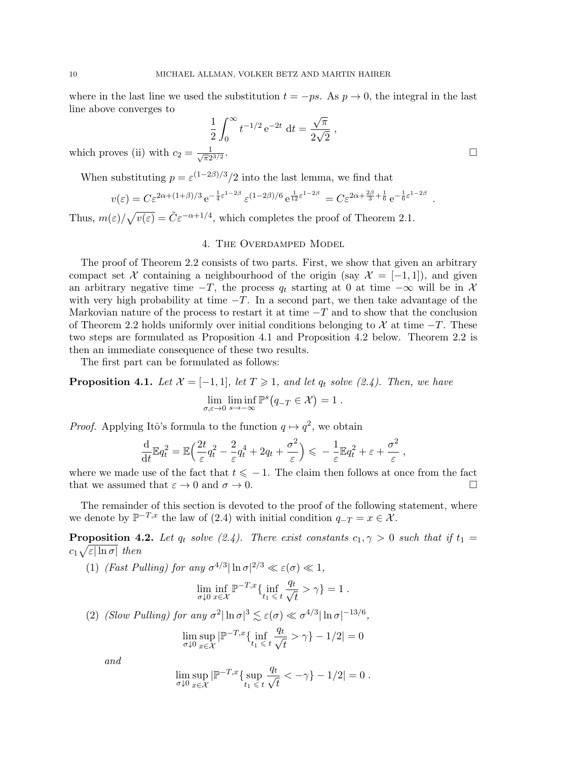where in the last line we used the substitution $t = -ps$. As $p \to 0$, the integral in the last line above converges to

$$\frac{1}{2}\int_0^\infty t^{-1/2}\,\mathrm{e}^{-2t}\;\mathrm{d}t = \frac{\sqrt{\pi}}{2\sqrt{2}}\;,$$

which proves (ii) with $c_2 = \frac{1}{\sqrt{\pi}2^{3/2}}$. $\square$

When substituting $p = \varepsilon^{(1-2\beta)/3}/2$ into the last lemma, we find that

$$v(\varepsilon) = C\varepsilon^{2\alpha+(1+\beta)/3}\,\mathrm{e}^{-\frac{1}{4}\varepsilon^{1-2\beta}}\,\varepsilon^{(1-2\beta)/6}\,\mathrm{e}^{\frac{1}{12}\varepsilon^{1-2\beta}} = C\varepsilon^{2\alpha+\frac{2\beta}{3}+\frac{1}{6}}\,\mathrm{e}^{-\frac{1}{6}\varepsilon^{1-2\beta}}\;.$$

Thus, $m(\varepsilon)/\sqrt{v(\varepsilon)} = \tilde{C}\varepsilon^{-\alpha+1/4}$, which completes the proof of Theorem 2.1.

## 4. The Overdamped Model

The proof of Theorem 2.2 consists of two parts. First, we show that given an arbitrary compact set $\mathcal{X}$ containing a neighbourhood of the origin (say $\mathcal{X} = [-1,1]$), and given an arbitrary negative time $-T$, the process $q_t$ starting at 0 at time $-\infty$ will be in $\mathcal{X}$ with very high probability at time $-T$. In a second part, we then take advantage of the Markovian nature of the process to restart it at time $-T$ and to show that the conclusion of Theorem 2.2 holds uniformly over initial conditions belonging to $\mathcal{X}$ at time $-T$. These two steps are formulated as Proposition 4.1 and Proposition 4.2 below. Theorem 2.2 is then an immediate consequence of these two results.

The first part can be formulated as follows:

**Proposition 4.1.** *Let $\mathcal{X} = [-1,1]$, let $T \geqslant 1$, and let $q_t$ solve (2.4). Then, we have*

$$\lim_{\sigma,\varepsilon\to 0}\liminf_{s\to-\infty}\mathbb{P}^s\big(q_{-T}\in\mathcal{X}\big) = 1\;.$$

*Proof.* Applying Itô's formula to the function $q \mapsto q^2$, we obtain

$$\frac{\mathrm{d}}{\mathrm{d}t}\mathbb{E}q_t^2 = \mathbb{E}\Big(\frac{2t}{\varepsilon}q_t^2 - \frac{2}{\varepsilon}q_t^4 + 2q_t + \frac{\sigma^2}{\varepsilon}\Big) \leqslant -\frac{1}{\varepsilon}\mathbb{E}q_t^2 + \varepsilon + \frac{\sigma^2}{\varepsilon}\;,$$

where we made use of the fact that $t \leqslant -1$. The claim then follows at once from the fact that we assumed that $\varepsilon \to 0$ and $\sigma \to 0$. $\square$

The remainder of this section is devoted to the proof of the following statement, where we denote by $\mathbb{P}^{-T,x}$ the law of (2.4) with initial condition $q_{-T} = x \in \mathcal{X}$.

**Proposition 4.2.** *Let $q_t$ solve (2.4). There exist constants $c_1, \gamma > 0$ such that if $t_1 = c_1\sqrt{\varepsilon|\ln\sigma|}$ then*

(1) *(Fast Pulling) for any $\sigma^{4/3}|\ln\sigma|^{2/3} \ll \varepsilon(\sigma) \ll 1$,*

$$\lim_{\sigma\downarrow 0}\inf_{x\in\mathcal{X}}\mathbb{P}^{-T,x}\{\inf_{t_1\leqslant t}\frac{q_t}{\sqrt{t}} > \gamma\} = 1\;.$$

(2) *(Slow Pulling) for any $\sigma^2|\ln\sigma|^3 \lesssim \varepsilon(\sigma) \ll \sigma^{4/3}|\ln\sigma|^{-13/6}$,*

$$\lim_{\sigma\downarrow 0}\sup_{x\in\mathcal{X}}|\mathbb{P}^{-T,x}\{\inf_{t_1\leqslant t}\frac{q_t}{\sqrt{t}} > \gamma\} - 1/2| = 0$$

*and*

$$\lim_{\sigma\downarrow 0}\sup_{x\in\mathcal{X}}|\mathbb{P}^{-T,x}\{\sup_{t_1\leqslant t}\frac{q_t}{\sqrt{t}} < -\gamma\} - 1/2| = 0\;.$$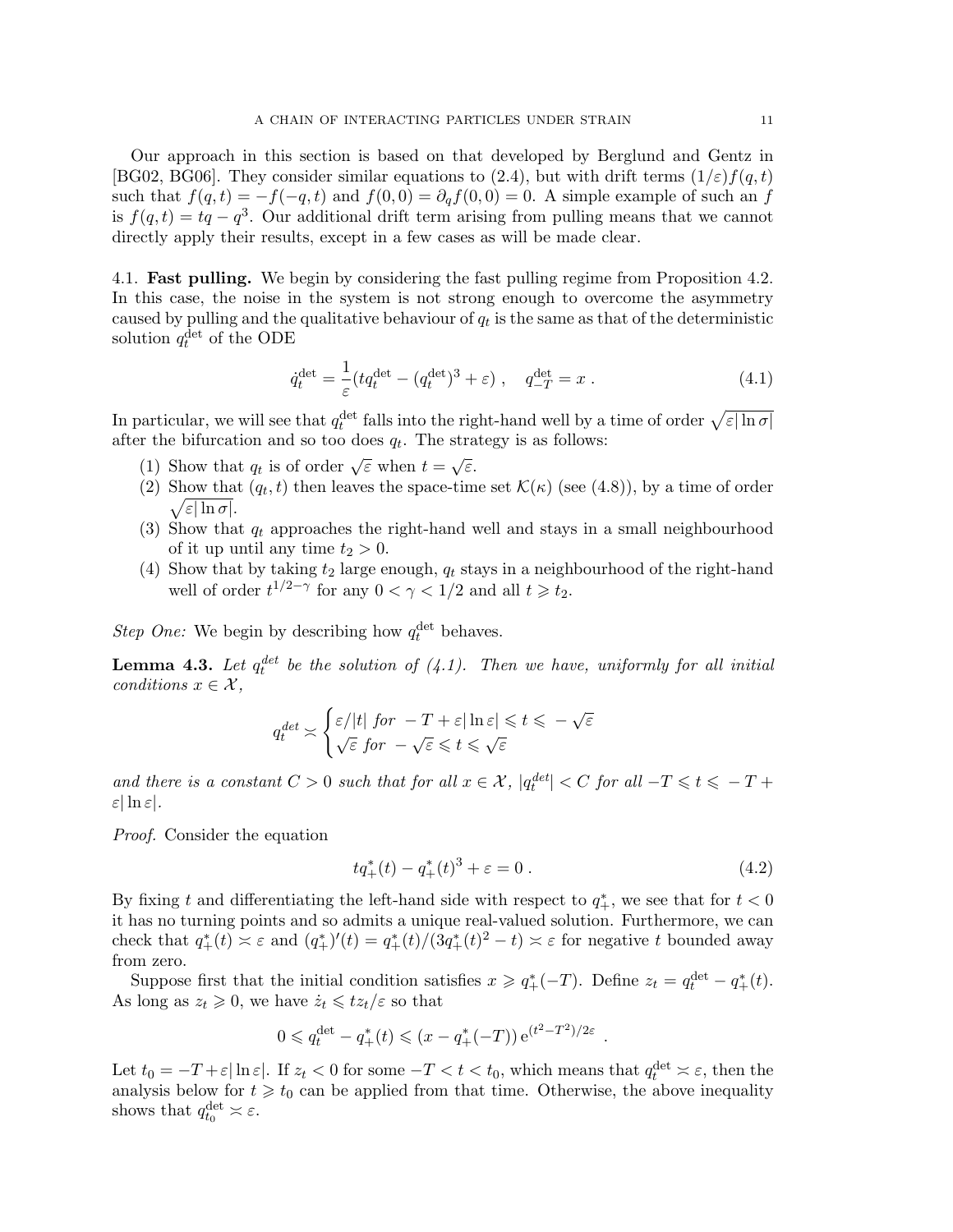Our approach in this section is based on that developed by Berglund and Gentz in [BG02, BG06]. They consider similar equations to (2.4), but with drift terms $(1/\varepsilon)f(q,t)$ such that $f(q,t) = -f(-q,t)$ and $f(0,0) = \partial_q f(0,0) = 0$. A simple example of such an $f$ is $f(q,t) = tq - q^3$. Our additional drift term arising from pulling means that we cannot directly apply their results, except in a few cases as will be made clear.

### 4.1. Fast pulling.

We begin by considering the fast pulling regime from Proposition 4.2. In this case, the noise in the system is not strong enough to overcome the asymmetry caused by pulling and the qualitative behaviour of $q_t$ is the same as that of the deterministic solution $q_t^{\det}$ of the ODE

$$\dot{q}_t^{\det} = \frac{1}{\varepsilon}(tq_t^{\det} - (q_t^{\det})^3 + \varepsilon) \; , \quad q_{-T}^{\det} = x \; . \tag{4.1}$$

In particular, we will see that $q_t^{\det}$ falls into the right-hand well by a time of order $\sqrt{\varepsilon|\ln\sigma|}$ after the bifurcation and so too does $q_t$. The strategy is as follows:

(1) Show that $q_t$ is of order $\sqrt{\varepsilon}$ when $t = \sqrt{\varepsilon}$.
(2) Show that $(q_t, t)$ then leaves the space-time set $\mathcal{K}(\kappa)$ (see (4.8)), by a time of order $\sqrt{\varepsilon|\ln\sigma|}$.
(3) Show that $q_t$ approaches the right-hand well and stays in a small neighbourhood of it up until any time $t_2 > 0$.
(4) Show that by taking $t_2$ large enough, $q_t$ stays in a neighbourhood of the right-hand well of order $t^{1/2-\gamma}$ for any $0 < \gamma < 1/2$ and all $t \geqslant t_2$.

*Step One:* We begin by describing how $q_t^{\det}$ behaves.

**Lemma 4.3.** *Let $q_t^{det}$ be the solution of (4.1). Then we have, uniformly for all initial conditions $x \in \mathcal{X}$,*

$$q_t^{det} \asymp \begin{cases} \varepsilon/|t| \text{ for } -T + \varepsilon|\ln\varepsilon| \leqslant t \leqslant -\sqrt{\varepsilon} \\ \sqrt{\varepsilon} \text{ for } -\sqrt{\varepsilon} \leqslant t \leqslant \sqrt{\varepsilon} \end{cases}$$

*and there is a constant $C > 0$ such that for all $x \in \mathcal{X}$, $|q_t^{det}| < C$ for all $-T \leqslant t \leqslant -T + \varepsilon|\ln\varepsilon|$.*

*Proof.* Consider the equation

$$tq_+^*(t) - q_+^*(t)^3 + \varepsilon = 0 \; . \tag{4.2}$$

By fixing $t$ and differentiating the left-hand side with respect to $q_+^*$, we see that for $t < 0$ it has no turning points and so admits a unique real-valued solution. Furthermore, we can check that $q_+^*(t) \asymp \varepsilon$ and $(q_+^*)'(t) = q_+^*(t)/(3q_+^*(t)^2 - t) \asymp \varepsilon$ for negative $t$ bounded away from zero.

Suppose first that the initial condition satisfies $x \geqslant q_+^*(-T)$. Define $z_t = q_t^{\det} - q_+^*(t)$. As long as $z_t \geqslant 0$, we have $\dot{z}_t \leqslant tz_t/\varepsilon$ so that

$$0 \leqslant q_t^{\det} - q_+^*(t) \leqslant (x - q_+^*(-T))\, \mathrm{e}^{(t^2-T^2)/2\varepsilon} \; .$$

Let $t_0 = -T + \varepsilon|\ln\varepsilon|$. If $z_t < 0$ for some $-T < t < t_0$, which means that $q_t^{\det} \asymp \varepsilon$, then the analysis below for $t \geqslant t_0$ can be applied from that time. Otherwise, the above inequality shows that $q_{t_0}^{\det} \asymp \varepsilon$.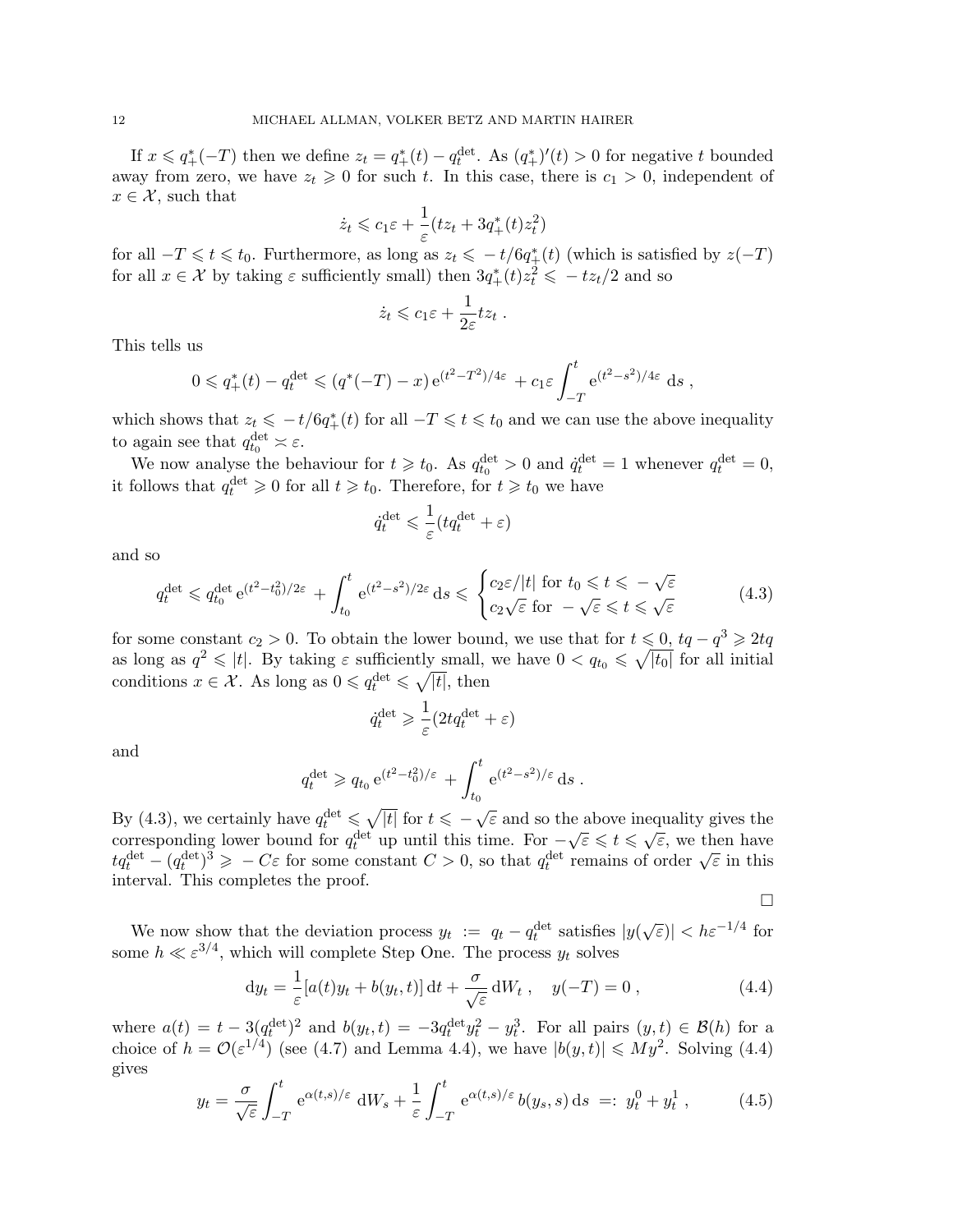If $x \leqslant q_+^*(-T)$ then we define $z_t = q_+^*(t) - q_t^{\det}$. As $(q_+^*)'(t) > 0$ for negative $t$ bounded away from zero, we have $z_t \geqslant 0$ for such $t$. In this case, there is $c_1 > 0$, independent of $x \in \mathcal{X}$, such that

$$\dot{z}_t \leqslant c_1\varepsilon + \frac{1}{\varepsilon}(tz_t + 3q_+^*(t)z_t^2)$$

for all $-T \leqslant t \leqslant t_0$. Furthermore, as long as $z_t \leqslant -t/6q_+^*(t)$ (which is satisfied by $z(-T)$ for all $x \in \mathcal{X}$ by taking $\varepsilon$ sufficiently small) then $3q_+^*(t)z_t^2 \leqslant -tz_t/2$ and so

$$\dot{z}_t \leqslant c_1\varepsilon + \frac{1}{2\varepsilon}tz_t\ .$$

This tells us

$$0 \leqslant q_+^*(t) - q_t^{\det} \leqslant (q^*(-T) - x)\,\mathrm{e}^{(t^2-T^2)/4\varepsilon} + c_1\varepsilon\int_{-T}^{t} \mathrm{e}^{(t^2-s^2)/4\varepsilon}\,\mathrm{d}s\ ,$$

which shows that $z_t \leqslant -t/6q_+^*(t)$ for all $-T \leqslant t \leqslant t_0$ and we can use the above inequality to again see that $q_{t_0}^{\det} \asymp \varepsilon$.

We now analyse the behaviour for $t \geqslant t_0$. As $q_{t_0}^{\det} > 0$ and $\dot{q}_t^{\det} = 1$ whenever $q_t^{\det} = 0$, it follows that $q_t^{\det} \geqslant 0$ for all $t \geqslant t_0$. Therefore, for $t \geqslant t_0$ we have

$$\dot{q}_t^{\det} \leqslant \frac{1}{\varepsilon}(tq_t^{\det} + \varepsilon)$$

and so

$$q_t^{\det} \leqslant q_{t_0}^{\det}\,\mathrm{e}^{(t^2-t_0^2)/2\varepsilon} + \int_{t_0}^{t} \mathrm{e}^{(t^2-s^2)/2\varepsilon}\,\mathrm{d}s \leqslant \begin{cases} c_2\varepsilon/|t| \text{ for } t_0 \leqslant t \leqslant -\sqrt{\varepsilon} \\ c_2\sqrt{\varepsilon} \text{ for } -\sqrt{\varepsilon} \leqslant t \leqslant \sqrt{\varepsilon} \end{cases} \tag{4.3}$$

for some constant $c_2 > 0$. To obtain the lower bound, we use that for $t \leqslant 0$, $tq - q^3 \geqslant 2tq$ as long as $q^2 \leqslant |t|$. By taking $\varepsilon$ sufficiently small, we have $0 < q_{t_0} \leqslant \sqrt{|t_0|}$ for all initial conditions $x \in \mathcal{X}$. As long as $0 \leqslant q_t^{\det} \leqslant \sqrt{|t|}$, then

$$\dot{q}_t^{\det} \geqslant \frac{1}{\varepsilon}(2tq_t^{\det} + \varepsilon)$$

and

$$q_t^{\det} \geqslant q_{t_0}\,\mathrm{e}^{(t^2-t_0^2)/\varepsilon} + \int_{t_0}^{t} \mathrm{e}^{(t^2-s^2)/\varepsilon}\,\mathrm{d}s\ .$$

By (4.3), we certainly have $q_t^{\det} \leqslant \sqrt{|t|}$ for $t \leqslant -\sqrt{\varepsilon}$ and so the above inequality gives the corresponding lower bound for $q_t^{\det}$ up until this time. For $-\sqrt{\varepsilon} \leqslant t \leqslant \sqrt{\varepsilon}$, we then have $tq_t^{\det} - (q_t^{\det})^3 \geqslant -C\varepsilon$ for some constant $C > 0$, so that $q_t^{\det}$ remains of order $\sqrt{\varepsilon}$ in this interval. This completes the proof.

□

We now show that the deviation process $y_t := q_t - q_t^{\det}$ satisfies $|y(\sqrt{\varepsilon})| < h\varepsilon^{-1/4}$ for some $h \ll \varepsilon^{3/4}$, which will complete Step One. The process $y_t$ solves

$$\mathrm{d}y_t = \frac{1}{\varepsilon}[a(t)y_t + b(y_t, t)]\,\mathrm{d}t + \frac{\sigma}{\sqrt{\varepsilon}}\,\mathrm{d}W_t\ , \quad y(-T) = 0\ , \tag{4.4}$$

where $a(t) = t - 3(q_t^{\det})^2$ and $b(y_t, t) = -3q_t^{\det}y_t^2 - y_t^3$. For all pairs $(y, t) \in \mathcal{B}(h)$ for a choice of $h = \mathcal{O}(\varepsilon^{1/4})$ (see (4.7) and Lemma 4.4), we have $|b(y, t)| \leqslant My^2$. Solving (4.4) gives

$$y_t = \frac{\sigma}{\sqrt{\varepsilon}}\int_{-T}^{t} \mathrm{e}^{\alpha(t,s)/\varepsilon}\,\mathrm{d}W_s + \frac{1}{\varepsilon}\int_{-T}^{t} \mathrm{e}^{\alpha(t,s)/\varepsilon}\,b(y_s, s)\,\mathrm{d}s =: y_t^0 + y_t^1\ , \tag{4.5}$$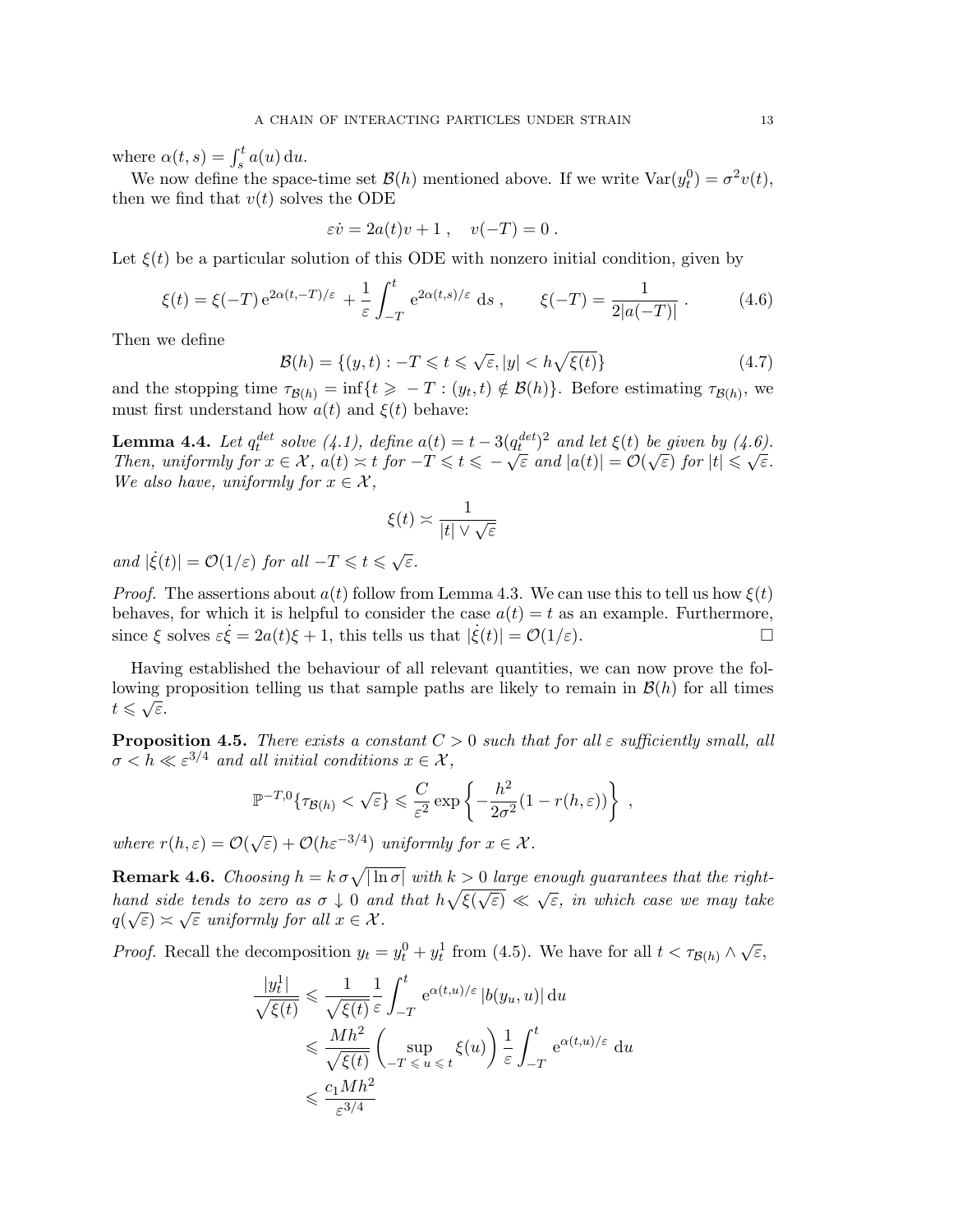where $\alpha(t,s) = \int_s^t a(u)\,\mathrm{d}u$.

We now define the space-time set $\mathcal{B}(h)$ mentioned above. If we write $\mathrm{Var}(y_t^0) = \sigma^2 v(t)$, then we find that $v(t)$ solves the ODE

$$\varepsilon \dot{v} = 2a(t)v + 1\ , \quad v(-T) = 0\ .$$

Let $\xi(t)$ be a particular solution of this ODE with nonzero initial condition, given by

$$\xi(t) = \xi(-T)\,\mathrm{e}^{2\alpha(t,-T)/\varepsilon} + \frac{1}{\varepsilon}\int_{-T}^{t} \mathrm{e}^{2\alpha(t,s)/\varepsilon}\,\mathrm{d}s\ , \qquad \xi(-T) = \frac{1}{2|a(-T)|}\ . \tag{4.6}$$

Then we define

$$\mathcal{B}(h) = \{(y,t) : -T \leqslant t \leqslant \sqrt{\varepsilon}, |y| < h\sqrt{\xi(t)}\} \tag{4.7}$$

and the stopping time $\tau_{\mathcal{B}(h)} = \inf\{t \geqslant -T : (y_t,t) \notin \mathcal{B}(h)\}$. Before estimating $\tau_{\mathcal{B}(h)}$, we must first understand how $a(t)$ and $\xi(t)$ behave:

**Lemma 4.4.** *Let $q_t^{det}$ solve (4.1), define $a(t) = t - 3(q_t^{det})^2$ and let $\xi(t)$ be given by (4.6). Then, uniformly for $x \in \mathcal{X}$, $a(t) \asymp t$ for $-T \leqslant t \leqslant -\sqrt{\varepsilon}$ and $|a(t)| = \mathcal{O}(\sqrt{\varepsilon})$ for $|t| \leqslant \sqrt{\varepsilon}$. We also have, uniformly for $x \in \mathcal{X}$,*

$$\xi(t) \asymp \frac{1}{|t| \vee \sqrt{\varepsilon}}$$

*and $|\dot{\xi}(t)| = \mathcal{O}(1/\varepsilon)$ for all $-T \leqslant t \leqslant \sqrt{\varepsilon}$.*

*Proof.* The assertions about $a(t)$ follow from Lemma 4.3. We can use this to tell us how $\xi(t)$ behaves, for which it is helpful to consider the case $a(t) = t$ as an example. Furthermore, since $\xi$ solves $\varepsilon\dot{\xi} = 2a(t)\xi + 1$, this tells us that $|\dot{\xi}(t)| = \mathcal{O}(1/\varepsilon)$. $\square$

Having established the behaviour of all relevant quantities, we can now prove the following proposition telling us that sample paths are likely to remain in $\mathcal{B}(h)$ for all times $t \leqslant \sqrt{\varepsilon}$.

**Proposition 4.5.** *There exists a constant $C > 0$ such that for all $\varepsilon$ sufficiently small, all $\sigma < h \ll \varepsilon^{3/4}$ and all initial conditions $x \in \mathcal{X}$,*

$$\mathbb{P}^{-T,0}\{\tau_{\mathcal{B}(h)} < \sqrt{\varepsilon}\} \leqslant \frac{C}{\varepsilon^2}\exp\left\{-\frac{h^2}{2\sigma^2}(1 - r(h,\varepsilon))\right\}\ ,$$

*where $r(h,\varepsilon) = \mathcal{O}(\sqrt{\varepsilon}) + \mathcal{O}(h\varepsilon^{-3/4})$ uniformly for $x \in \mathcal{X}$.*

**Remark 4.6.** *Choosing $h = k\,\sigma\sqrt{|\ln\sigma|}$ with $k > 0$ large enough guarantees that the right-hand side tends to zero as $\sigma \downarrow 0$ and that $h\sqrt{\xi(\sqrt{\varepsilon})} \ll \sqrt{\varepsilon}$, in which case we may take $q(\sqrt{\varepsilon}) \asymp \sqrt{\varepsilon}$ uniformly for all $x \in \mathcal{X}$.*

*Proof.* Recall the decomposition $y_t = y_t^0 + y_t^1$ from (4.5). We have for all $t < \tau_{\mathcal{B}(h)} \wedge \sqrt{\varepsilon}$,

$$\begin{aligned}
\frac{|y_t^1|}{\sqrt{\xi(t)}} &\leqslant \frac{1}{\sqrt{\xi(t)}}\frac{1}{\varepsilon}\int_{-T}^{t} \mathrm{e}^{\alpha(t,u)/\varepsilon}\,|b(y_u,u)|\,\mathrm{d}u \\
&\leqslant \frac{Mh^2}{\sqrt{\xi(t)}}\left(\sup_{-T \leqslant u \leqslant t} \xi(u)\right)\frac{1}{\varepsilon}\int_{-T}^{t} \mathrm{e}^{\alpha(t,u)/\varepsilon}\,\mathrm{d}u \\
&\leqslant \frac{c_1 M h^2}{\varepsilon^{3/4}}
\end{aligned}$$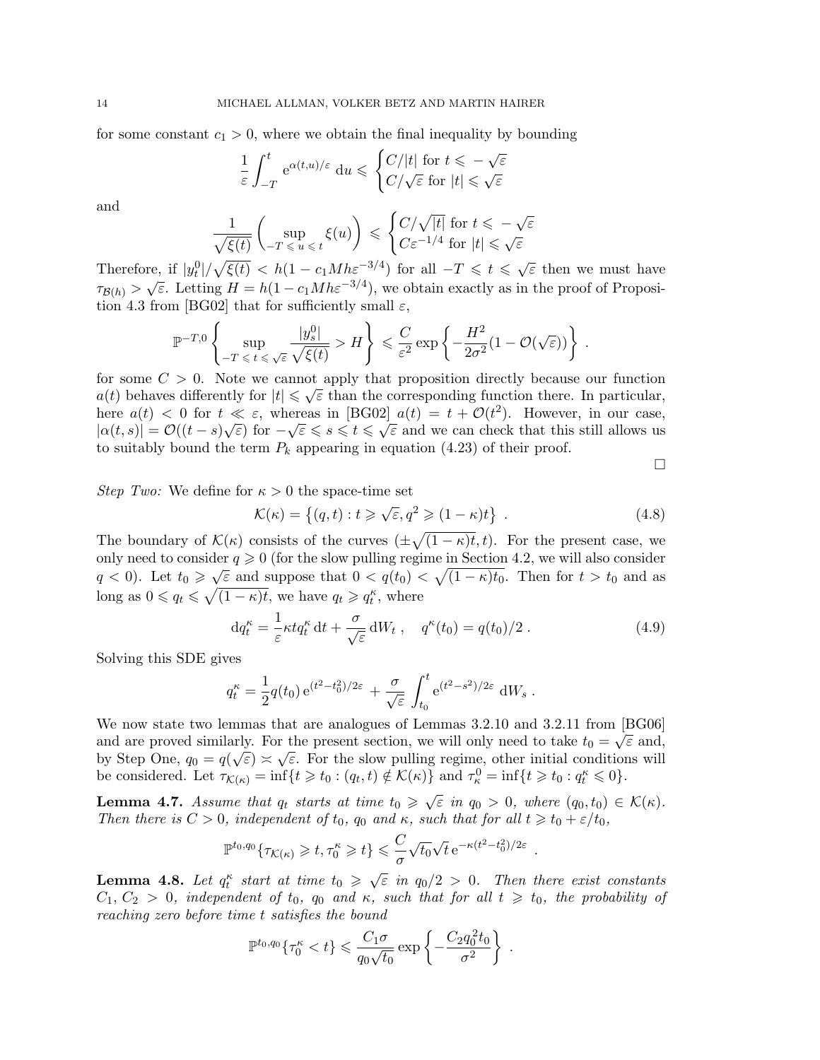for some constant $c_1 > 0$, where we obtain the final inequality by bounding

$$\frac{1}{\varepsilon}\int_{-T}^{t} e^{\alpha(t,u)/\varepsilon}\, du \leqslant \begin{cases} C/|t| \text{ for } t \leqslant -\sqrt{\varepsilon} \\ C/\sqrt{\varepsilon} \text{ for } |t| \leqslant \sqrt{\varepsilon} \end{cases}$$

and

$$\frac{1}{\sqrt{\xi(t)}}\left(\sup_{-T \leqslant u \leqslant t} \xi(u)\right) \leqslant \begin{cases} C/\sqrt{|t|} \text{ for } t \leqslant -\sqrt{\varepsilon} \\ C\varepsilon^{-1/4} \text{ for } |t| \leqslant \sqrt{\varepsilon} \end{cases}$$

Therefore, if $|y_t^0|/\sqrt{\xi(t)} < h(1 - c_1 M h \varepsilon^{-3/4})$ for all $-T \leqslant t \leqslant \sqrt{\varepsilon}$ then we must have $\tau_{\mathcal{B}(h)} > \sqrt{\varepsilon}$. Letting $H = h(1 - c_1 M h \varepsilon^{-3/4})$, we obtain exactly as in the proof of Proposition 4.3 from [BG02] that for sufficiently small $\varepsilon$,

$$\mathbb{P}^{-T,0}\left\{\sup_{-T \leqslant t \leqslant \sqrt{\varepsilon}} \frac{|y_s^0|}{\sqrt{\xi(t)}} > H\right\} \leqslant \frac{C}{\varepsilon^2}\exp\left\{-\frac{H^2}{2\sigma^2}(1 - \mathcal{O}(\sqrt{\varepsilon}))\right\} .$$

for some $C > 0$. Note we cannot apply that proposition directly because our function $a(t)$ behaves differently for $|t| \leqslant \sqrt{\varepsilon}$ than the corresponding function there. In particular, here $a(t) < 0$ for $t \ll \varepsilon$, whereas in [BG02] $a(t) = t + \mathcal{O}(t^2)$. However, in our case, $|\alpha(t,s)| = \mathcal{O}((t-s)\sqrt{\varepsilon})$ for $-\sqrt{\varepsilon} \leqslant s \leqslant t \leqslant \sqrt{\varepsilon}$ and we can check that this still allows us to suitably bound the term $P_k$ appearing in equation (4.23) of their proof.

□

*Step Two:* We define for $\kappa > 0$ the space-time set

$$\mathcal{K}(\kappa) = \left\{(q,t) : t \geqslant \sqrt{\varepsilon}, q^2 \geqslant (1-\kappa)t\right\} . \tag{4.8}$$

The boundary of $\mathcal{K}(\kappa)$ consists of the curves $(\pm\sqrt{(1-\kappa)t}, t)$. For the present case, we only need to consider $q \geqslant 0$ (for the slow pulling regime in Section 4.2, we will also consider $q < 0$). Let $t_0 \geqslant \sqrt{\varepsilon}$ and suppose that $0 < q(t_0) < \sqrt{(1-\kappa)t_0}$. Then for $t > t_0$ and as long as $0 \leqslant q_t \leqslant \sqrt{(1-\kappa)t}$, we have $q_t \geqslant q_t^\kappa$, where

$$dq_t^\kappa = \frac{1}{\varepsilon}\kappa t q_t^\kappa\, dt + \frac{\sigma}{\sqrt{\varepsilon}}\, dW_t , \quad q^\kappa(t_0) = q(t_0)/2 . \tag{4.9}$$

Solving this SDE gives

$$q_t^\kappa = \frac{1}{2}q(t_0)\, e^{(t^2 - t_0^2)/2\varepsilon} + \frac{\sigma}{\sqrt{\varepsilon}}\int_{t_0}^{t} e^{(t^2 - s^2)/2\varepsilon}\, dW_s .$$

We now state two lemmas that are analogues of Lemmas 3.2.10 and 3.2.11 from [BG06] and are proved similarly. For the present section, we will only need to take $t_0 = \sqrt{\varepsilon}$ and, by Step One, $q_0 = q(\sqrt{\varepsilon}) \asymp \sqrt{\varepsilon}$. For the slow pulling regime, other initial conditions will be considered. Let $\tau_{\mathcal{K}(\kappa)} = \inf\{t \geqslant t_0 : (q_t, t) \notin \mathcal{K}(\kappa)\}$ and $\tau_\kappa^0 = \inf\{t \geqslant t_0 : q_t^\kappa \leqslant 0\}$.

**Lemma 4.7.** *Assume that $q_t$ starts at time $t_0 \geqslant \sqrt{\varepsilon}$ in $q_0 > 0$, where $(q_0, t_0) \in \mathcal{K}(\kappa)$. Then there is $C > 0$, independent of $t_0$, $q_0$ and $\kappa$, such that for all $t \geqslant t_0 + \varepsilon/t_0$,*

$$\mathbb{P}^{t_0,q_0}\{\tau_{\mathcal{K}(\kappa)} \geqslant t, \tau_0^\kappa \geqslant t\} \leqslant \frac{C}{\sigma}\sqrt{t_0}\sqrt{t}\, e^{-\kappa(t^2 - t_0^2)/2\varepsilon} .$$

**Lemma 4.8.** *Let $q_t^\kappa$ start at time $t_0 \geqslant \sqrt{\varepsilon}$ in $q_0/2 > 0$. Then there exist constants $C_1, C_2 > 0$, independent of $t_0$, $q_0$ and $\kappa$, such that for all $t \geqslant t_0$, the probability of reaching zero before time $t$ satisfies the bound*

$$\mathbb{P}^{t_0,q_0}\{\tau_0^\kappa < t\} \leqslant \frac{C_1\sigma}{q_0\sqrt{t_0}}\exp\left\{-\frac{C_2 q_0^2 t_0}{\sigma^2}\right\} .$$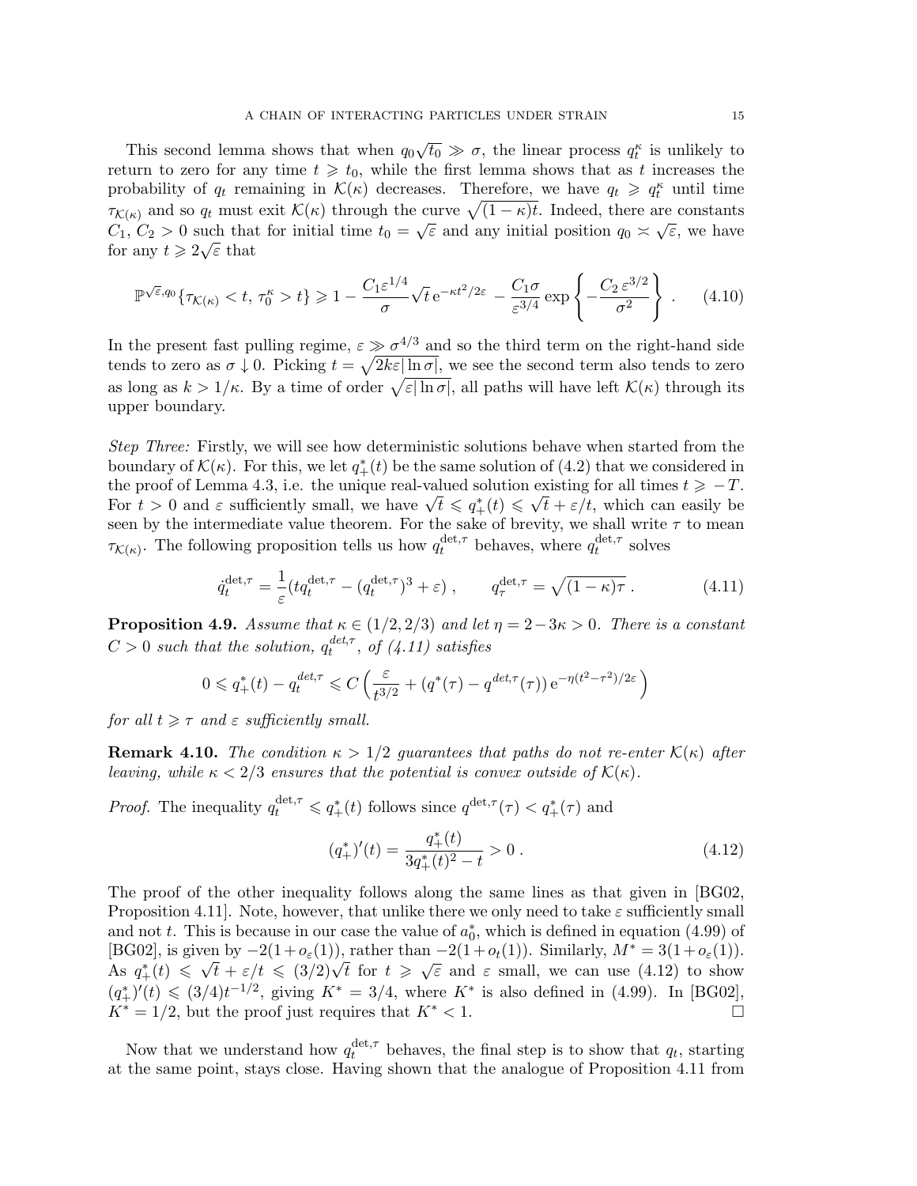This second lemma shows that when $q_0\sqrt{t_0} \gg \sigma$, the linear process $q_t^\kappa$ is unlikely to return to zero for any time $t \geqslant t_0$, while the first lemma shows that as $t$ increases the probability of $q_t$ remaining in $\mathcal{K}(\kappa)$ decreases. Therefore, we have $q_t \geqslant q_t^\kappa$ until time $\tau_{\mathcal{K}(\kappa)}$ and so $q_t$ must exit $\mathcal{K}(\kappa)$ through the curve $\sqrt{(1-\kappa)t}$. Indeed, there are constants $C_1, C_2 > 0$ such that for initial time $t_0 = \sqrt{\varepsilon}$ and any initial position $q_0 \asymp \sqrt{\varepsilon}$, we have for any $t \geqslant 2\sqrt{\varepsilon}$ that

$$\mathbb{P}^{\sqrt{\varepsilon},q_0}\{\tau_{\mathcal{K}(\kappa)} < t,\, \tau_0^\kappa > t\} \geqslant 1 - \frac{C_1 \varepsilon^{1/4}}{\sigma}\sqrt{t}\,\mathrm{e}^{-\kappa t^2/2\varepsilon} - \frac{C_1\sigma}{\varepsilon^{3/4}}\exp\left\{-\frac{C_2\,\varepsilon^{3/2}}{\sigma^2}\right\} . \qquad (4.10)$$

In the present fast pulling regime, $\varepsilon \gg \sigma^{4/3}$ and so the third term on the right-hand side tends to zero as $\sigma \downarrow 0$. Picking $t = \sqrt{2k\varepsilon|\ln\sigma|}$, we see the second term also tends to zero as long as $k > 1/\kappa$. By a time of order $\sqrt{\varepsilon|\ln\sigma|}$, all paths will have left $\mathcal{K}(\kappa)$ through its upper boundary.

*Step Three:* Firstly, we will see how deterministic solutions behave when started from the boundary of $\mathcal{K}(\kappa)$. For this, we let $q_+^*(t)$ be the same solution of (4.2) that we considered in the proof of Lemma 4.3, i.e. the unique real-valued solution existing for all times $t \geqslant -T$. For $t > 0$ and $\varepsilon$ sufficiently small, we have $\sqrt{t} \leqslant q_+^*(t) \leqslant \sqrt{t} + \varepsilon/t$, which can easily be seen by the intermediate value theorem. For the sake of brevity, we shall write $\tau$ to mean $\tau_{\mathcal{K}(\kappa)}$. The following proposition tells us how $q_t^{\det,\tau}$ behaves, where $q_t^{\det,\tau}$ solves

$$\dot{q}_t^{\det,\tau} = \frac{1}{\varepsilon}(tq_t^{\det,\tau} - (q_t^{\det,\tau})^3 + \varepsilon) , \qquad q_\tau^{\det,\tau} = \sqrt{(1-\kappa)\tau} . \qquad (4.11)$$

**Proposition 4.9.** *Assume that $\kappa \in (1/2, 2/3)$ and let $\eta = 2 - 3\kappa > 0$. There is a constant $C > 0$ such that the solution, $q_t^{det,\tau}$, of (4.11) satisfies*

$$0 \leqslant q_+^*(t) - q_t^{det,\tau} \leqslant C\left(\frac{\varepsilon}{t^{3/2}} + (q^*(\tau) - q^{det,\tau}(\tau))\,\mathrm{e}^{-\eta(t^2-\tau^2)/2\varepsilon}\right)$$

*for all $t \geqslant \tau$ and $\varepsilon$ sufficiently small.*

**Remark 4.10.** *The condition $\kappa > 1/2$ guarantees that paths do not re-enter $\mathcal{K}(\kappa)$ after leaving, while $\kappa < 2/3$ ensures that the potential is convex outside of $\mathcal{K}(\kappa)$.*

*Proof.* The inequality $q_t^{\det,\tau} \leqslant q_+^*(t)$ follows since $q^{\det,\tau}(\tau) < q_+^*(\tau)$ and

$$(q_+^*)'(t) = \frac{q_+^*(t)}{3q_+^*(t)^2 - t} > 0 . \qquad (4.12)$$

The proof of the other inequality follows along the same lines as that given in [BG02, Proposition 4.11]. Note, however, that unlike there we only need to take $\varepsilon$ sufficiently small and not $t$. This is because in our case the value of $a_0^*$, which is defined in equation (4.99) of [BG02], is given by $-2(1+o_\varepsilon(1))$, rather than $-2(1+o_t(1))$. Similarly, $M^* = 3(1+o_\varepsilon(1))$. As $q_+^*(t) \leqslant \sqrt{t} + \varepsilon/t \leqslant (3/2)\sqrt{t}$ for $t \geqslant \sqrt{\varepsilon}$ and $\varepsilon$ small, we can use (4.12) to show $(q_+^*)'(t) \leqslant (3/4)t^{-1/2}$, giving $K^* = 3/4$, where $K^*$ is also defined in (4.99). In [BG02], $K^* = 1/2$, but the proof just requires that $K^* < 1$. $\square$

Now that we understand how $q_t^{\det,\tau}$ behaves, the final step is to show that $q_t$, starting at the same point, stays close. Having shown that the analogue of Proposition 4.11 from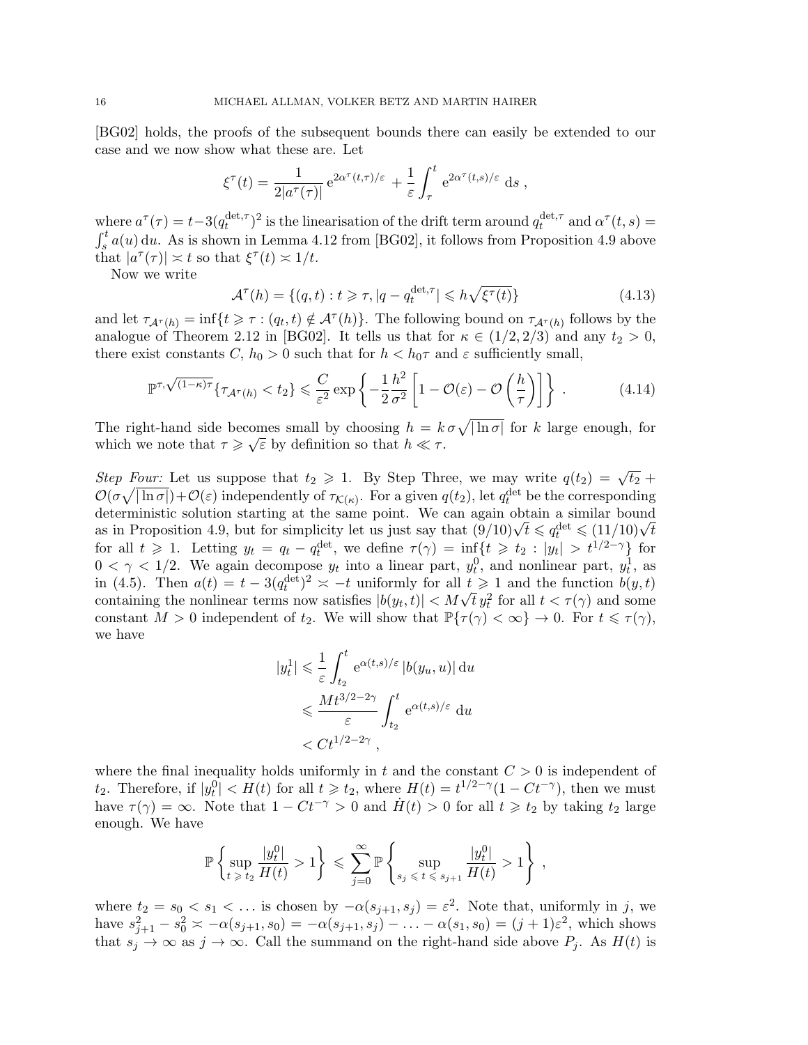[BG02] holds, the proofs of the subsequent bounds there can easily be extended to our case and we now show what these are. Let

$$\xi^\tau(t) = \frac{1}{2|a^\tau(\tau)|}\, \mathrm{e}^{2\alpha^\tau(t,\tau)/\varepsilon} + \frac{1}{\varepsilon}\int_\tau^t \mathrm{e}^{2\alpha^\tau(t,s)/\varepsilon}\, \mathrm{d}s\ ,$$

where $a^\tau(\tau) = t - 3(q_t^{\det,\tau})^2$ is the linearisation of the drift term around $q_t^{\det,\tau}$ and $\alpha^\tau(t,s) = \int_s^t a(u)\,\mathrm{d}u$. As is shown in Lemma 4.12 from [BG02], it follows from Proposition 4.9 above that $|a^\tau(\tau)| \asymp t$ so that $\xi^\tau(t) \asymp 1/t$.

Now we write

$$\mathcal{A}^\tau(h) = \{(q,t) : t \geqslant \tau, |q - q_t^{\det,\tau}| \leqslant h\sqrt{\xi^\tau(t)}\} \tag{4.13}$$

and let $\tau_{\mathcal{A}^\tau(h)} = \inf\{t \geqslant \tau : (q_t,t) \notin \mathcal{A}^\tau(h)\}$. The following bound on $\tau_{\mathcal{A}^\tau(h)}$ follows by the analogue of Theorem 2.12 in [BG02]. It tells us that for $\kappa \in (1/2, 2/3)$ and any $t_2 > 0$, there exist constants $C$, $h_0 > 0$ such that for $h < h_0\tau$ and $\varepsilon$ sufficiently small,

$$\mathbb{P}^{\tau,\sqrt{(1-\kappa)\tau}}\{\tau_{\mathcal{A}^\tau(h)} < t_2\} \leqslant \frac{C}{\varepsilon^2}\exp\left\{-\frac{1}{2}\frac{h^2}{\sigma^2}\left[1 - \mathcal{O}(\varepsilon) - \mathcal{O}\left(\frac{h}{\tau}\right)\right]\right\}\ . \tag{4.14}$$

The right-hand side becomes small by choosing $h = k\,\sigma\sqrt{|\ln\sigma|}$ for $k$ large enough, for which we note that $\tau \geqslant \sqrt{\varepsilon}$ by definition so that $h \ll \tau$.

*Step Four:* Let us suppose that $t_2 \geqslant 1$. By Step Three, we may write $q(t_2) = \sqrt{t_2} + \mathcal{O}(\sigma\sqrt{|\ln\sigma|}) + \mathcal{O}(\varepsilon)$ independently of $\tau_{\mathcal{K}(\kappa)}$. For a given $q(t_2)$, let $q_t^{\det}$ be the corresponding deterministic solution starting at the same point. We can again obtain a similar bound as in Proposition 4.9, but for simplicity let us just say that $(9/10)\sqrt{t} \leqslant q_t^{\det} \leqslant (11/10)\sqrt{t}$ for all $t \geqslant 1$. Letting $y_t = q_t - q_t^{\det}$, we define $\tau(\gamma) = \inf\{t \geqslant t_2 : |y_t| > t^{1/2-\gamma}\}$ for $0 < \gamma < 1/2$. We again decompose $y_t$ into a linear part, $y_t^0$, and nonlinear part, $y_t^1$, as in (4.5). Then $a(t) = t - 3(q_t^{\det})^2 \asymp -t$ uniformly for all $t \geqslant 1$ and the function $b(y,t)$ containing the nonlinear terms now satisfies $|b(y_t,t)| < M\sqrt{t}\,y_t^2$ for all $t < \tau(\gamma)$ and some constant $M > 0$ independent of $t_2$. We will show that $\mathbb{P}\{\tau(\gamma) < \infty\} \to 0$. For $t \leqslant \tau(\gamma)$, we have

$$\begin{aligned}
|y_t^1| &\leqslant \frac{1}{\varepsilon}\int_{t_2}^t \mathrm{e}^{\alpha(t,s)/\varepsilon}\,|b(y_u,u)|\,\mathrm{d}u \\
&\leqslant \frac{Mt^{3/2-2\gamma}}{\varepsilon}\int_{t_2}^t \mathrm{e}^{\alpha(t,s)/\varepsilon}\,\mathrm{d}u \\
&< Ct^{1/2-2\gamma}\ ,
\end{aligned}$$

where the final inequality holds uniformly in $t$ and the constant $C > 0$ is independent of $t_2$. Therefore, if $|y_t^0| < H(t)$ for all $t \geqslant t_2$, where $H(t) = t^{1/2-\gamma}(1 - Ct^{-\gamma})$, then we must have $\tau(\gamma) = \infty$. Note that $1 - Ct^{-\gamma} > 0$ and $\dot{H}(t) > 0$ for all $t \geqslant t_2$ by taking $t_2$ large enough. We have

$$\mathbb{P}\left\{\sup_{t\geqslant t_2}\frac{|y_t^0|}{H(t)} > 1\right\} \leqslant \sum_{j=0}^\infty \mathbb{P}\left\{\sup_{s_j\leqslant t\leqslant s_{j+1}}\frac{|y_t^0|}{H(t)} > 1\right\}\ ,$$

where $t_2 = s_0 < s_1 < \ldots$ is chosen by $-\alpha(s_{j+1}, s_j) = \varepsilon^2$. Note that, uniformly in $j$, we have $s_{j+1}^2 - s_0^2 \asymp -\alpha(s_{j+1}, s_0) = -\alpha(s_{j+1}, s_j) - \ldots - \alpha(s_1, s_0) = (j+1)\varepsilon^2$, which shows that $s_j \to \infty$ as $j \to \infty$. Call the summand on the right-hand side above $P_j$. As $H(t)$ is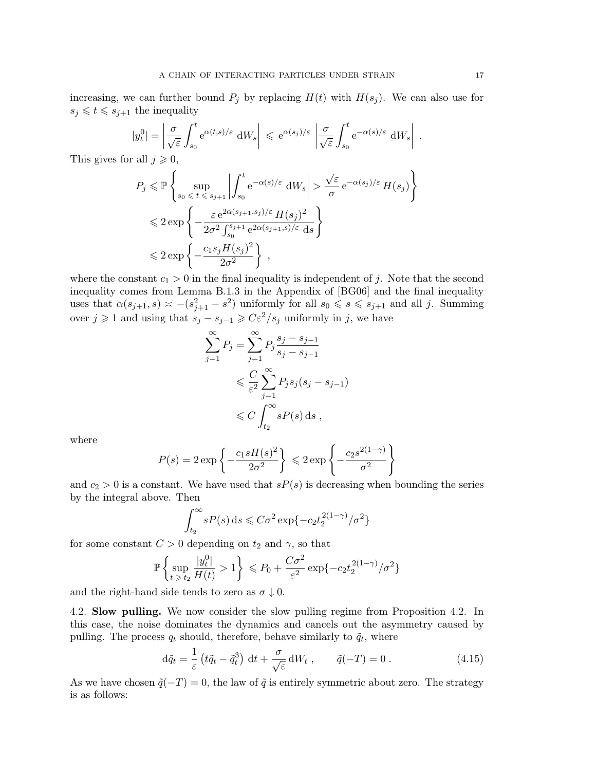increasing, we can further bound $P_j$ by replacing $H(t)$ with $H(s_j)$. We can also use for $s_j \leqslant t \leqslant s_{j+1}$ the inequality

$$
|y_t^0| = \left| \frac{\sigma}{\sqrt{\varepsilon}} \int_{s_0}^t \mathrm{e}^{\alpha(t,s)/\varepsilon} \, \mathrm{d}W_s \right| \leqslant \mathrm{e}^{\alpha(s_j)/\varepsilon} \left| \frac{\sigma}{\sqrt{\varepsilon}} \int_{s_0}^t \mathrm{e}^{-\alpha(s)/\varepsilon} \, \mathrm{d}W_s \right| .
$$

This gives for all $j \geqslant 0$,

$$
\begin{aligned}
P_j &\leqslant \mathbb{P}\left\{ \sup_{s_0 \leqslant t \leqslant s_{j+1}} \left| \int_{s_0}^t \mathrm{e}^{-\alpha(s)/\varepsilon} \, \mathrm{d}W_s \right| > \frac{\sqrt{\varepsilon}}{\sigma} \mathrm{e}^{-\alpha(s_j)/\varepsilon} H(s_j) \right\} \\
&\leqslant 2 \exp\left\{ -\frac{\varepsilon \, \mathrm{e}^{2\alpha(s_{j+1},s_j)/\varepsilon} H(s_j)^2}{2\sigma^2 \int_{s_0}^{s_{j+1}} \mathrm{e}^{2\alpha(s_{j+1},s)/\varepsilon} \, \mathrm{d}s} \right\} \\
&\leqslant 2 \exp\left\{ -\frac{c_1 s_j H(s_j)^2}{2\sigma^2} \right\} ,
\end{aligned}
$$

where the constant $c_1 > 0$ in the final inequality is independent of $j$. Note that the second inequality comes from Lemma B.1.3 in the Appendix of [BG06] and the final inequality uses that $\alpha(s_{j+1}, s) \asymp -(s_{j+1}^2 - s^2)$ uniformly for all $s_0 \leqslant s \leqslant s_{j+1}$ and all $j$. Summing over $j \geqslant 1$ and using that $s_j - s_{j-1} \geqslant C\varepsilon^2/s_j$ uniformly in $j$, we have

$$
\begin{aligned}
\sum_{j=1}^\infty P_j &= \sum_{j=1}^\infty P_j \frac{s_j - s_{j-1}}{s_j - s_{j-1}} \\
&\leqslant \frac{C}{\varepsilon^2} \sum_{j=1}^\infty P_j s_j (s_j - s_{j-1}) \\
&\leqslant C \int_{t_2}^\infty s P(s) \, \mathrm{d}s ,
\end{aligned}
$$

where

$$
P(s) = 2 \exp\left\{ -\frac{c_1 s H(s)^2}{2\sigma^2} \right\} \leqslant 2 \exp\left\{ -\frac{c_2 s^{2(1-\gamma)}}{\sigma^2} \right\}
$$

and $c_2 > 0$ is a constant. We have used that $sP(s)$ is decreasing when bounding the series by the integral above. Then

$$
\int_{t_2}^\infty s P(s) \, \mathrm{d}s \leqslant C\sigma^2 \exp\{-c_2 t_2^{2(1-\gamma)}/\sigma^2\}
$$

for some constant $C > 0$ depending on $t_2$ and $\gamma$, so that

$$
\mathbb{P}\left\{ \sup_{t \geqslant t_2} \frac{|y_t^0|}{H(t)} > 1 \right\} \leqslant P_0 + \frac{C\sigma^2}{\varepsilon^2} \exp\{-c_2 t_2^{2(1-\gamma)}/\sigma^2\}
$$

and the right-hand side tends to zero as $\sigma \downarrow 0$.

4.2. **Slow pulling.** We now consider the slow pulling regime from Proposition 4.2. In this case, the noise dominates the dynamics and cancels out the asymmetry caused by pulling. The process $q_t$ should, therefore, behave similarly to $\tilde{q}_t$, where

$$
\mathrm{d}\tilde{q}_t = \frac{1}{\varepsilon} \left( t\tilde{q}_t - \tilde{q}_t^3 \right) \, \mathrm{d}t + \frac{\sigma}{\sqrt{\varepsilon}} \mathrm{d}W_t , \qquad \tilde{q}(-T) = 0 . \tag{4.15}
$$

As we have chosen $\tilde{q}(-T) = 0$, the law of $\tilde{q}$ is entirely symmetric about zero. The strategy is as follows: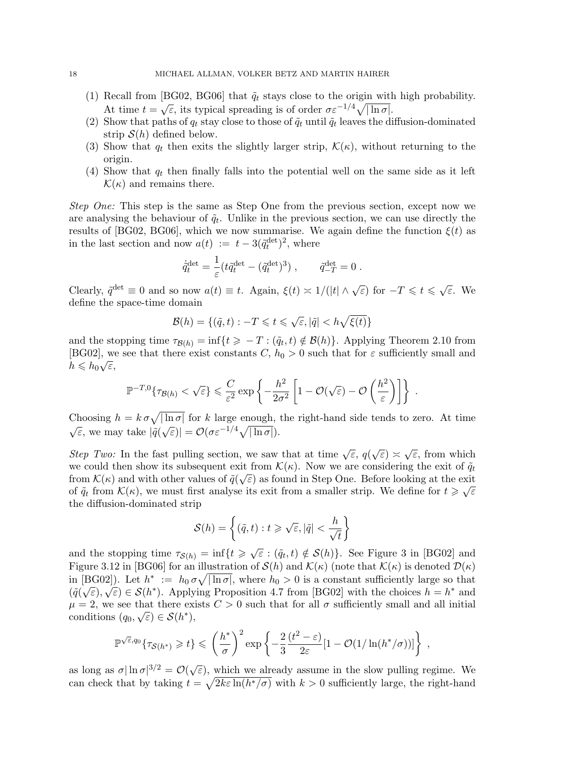(1) Recall from [BG02, BG06] that $\tilde{q}_t$ stays close to the origin with high probability. At time $t = \sqrt{\varepsilon}$, its typical spreading is of order $\sigma\varepsilon^{-1/4}\sqrt{|\ln\sigma|}$.
(2) Show that paths of $q_t$ stay close to those of $\tilde{q}_t$ until $\tilde{q}_t$ leaves the diffusion-dominated strip $\mathcal{S}(h)$ defined below.
(3) Show that $q_t$ then exits the slightly larger strip, $\mathcal{K}(\kappa)$, without returning to the origin.
(4) Show that $q_t$ then finally falls into the potential well on the same side as it left $\mathcal{K}(\kappa)$ and remains there.

*Step One:* This step is the same as Step One from the previous section, except now we are analysing the behaviour of $\tilde{q}_t$. Unlike in the previous section, we can use directly the results of [BG02, BG06], which we now summarise. We again define the function $\xi(t)$ as in the last section and now $a(t) := t - 3(\tilde{q}^{\text{det}}_t)^2$, where

$$\dot{\tilde{q}}^{\text{det}}_t = \frac{1}{\varepsilon}(t\tilde{q}^{\text{det}}_t - (\tilde{q}^{\text{det}}_t)^3) , \qquad \tilde{q}^{\text{det}}_{-T} = 0 .$$

Clearly, $\tilde{q}^{\text{det}} \equiv 0$ and so now $a(t) \equiv t$. Again, $\xi(t) \asymp 1/(|t| \wedge \sqrt{\varepsilon})$ for $-T \leqslant t \leqslant \sqrt{\varepsilon}$. We define the space-time domain

$$\mathcal{B}(h) = \{(\tilde{q}, t) : -T \leqslant t \leqslant \sqrt{\varepsilon}, |\tilde{q}| < h\sqrt{\xi(t)}\}$$

and the stopping time $\tau_{\mathcal{B}(h)} = \inf\{t \geqslant -T : (\tilde{q}_t, t) \notin \mathcal{B}(h)\}$. Applying Theorem 2.10 from [BG02], we see that there exist constants $C$, $h_0 > 0$ such that for $\varepsilon$ sufficiently small and $h \leqslant h_0\sqrt{\varepsilon}$,

$$\mathbb{P}^{-T,0}\{\tau_{\mathcal{B}(h)} < \sqrt{\varepsilon}\} \leqslant \frac{C}{\varepsilon^2}\exp\left\{-\frac{h^2}{2\sigma^2}\left[1 - \mathcal{O}(\sqrt{\varepsilon}) - \mathcal{O}\left(\frac{h^2}{\varepsilon}\right)\right]\right\} .$$

Choosing $h = k\,\sigma\sqrt{|\ln\sigma|}$ for $k$ large enough, the right-hand side tends to zero. At time $\sqrt{\varepsilon}$, we may take $|\tilde{q}(\sqrt{\varepsilon})| = \mathcal{O}(\sigma\varepsilon^{-1/4}\sqrt{|\ln\sigma|})$.

*Step Two:* In the fast pulling section, we saw that at time $\sqrt{\varepsilon}$, $q(\sqrt{\varepsilon}) \asymp \sqrt{\varepsilon}$, from which we could then show its subsequent exit from $\mathcal{K}(\kappa)$. Now we are considering the exit of $\tilde{q}_t$ from $\mathcal{K}(\kappa)$ and with other values of $\tilde{q}(\sqrt{\varepsilon})$ as found in Step One. Before looking at the exit of $\tilde{q}_t$ from $\mathcal{K}(\kappa)$, we must first analyse its exit from a smaller strip. We define for $t \geqslant \sqrt{\varepsilon}$ the diffusion-dominated strip

$$\mathcal{S}(h) = \left\{(\tilde{q}, t) : t \geqslant \sqrt{\varepsilon}, |\tilde{q}| < \frac{h}{\sqrt{t}}\right\}$$

and the stopping time $\tau_{\mathcal{S}(h)} = \inf\{t \geqslant \sqrt{\varepsilon} : (\tilde{q}_t, t) \notin \mathcal{S}(h)\}$. See Figure 3 in [BG02] and Figure 3.12 in [BG06] for an illustration of $\mathcal{S}(h)$ and $\mathcal{K}(\kappa)$ (note that $\mathcal{K}(\kappa)$ is denoted $\mathcal{D}(\kappa)$ in [BG02]). Let $h^* := h_0\,\sigma\sqrt{|\ln\sigma|}$, where $h_0 > 0$ is a constant sufficiently large so that $(\tilde{q}(\sqrt{\varepsilon}), \sqrt{\varepsilon}) \in \mathcal{S}(h^*)$. Applying Proposition 4.7 from [BG02] with the choices $h = h^*$ and $\mu = 2$, we see that there exists $C > 0$ such that for all $\sigma$ sufficiently small and all initial conditions $(q_0, \sqrt{\varepsilon}) \in \mathcal{S}(h^*)$,

$$\mathbb{P}^{\sqrt{\varepsilon},q_0}\{\tau_{\mathcal{S}(h^*)} \geqslant t\} \leqslant \left(\frac{h^*}{\sigma}\right)^2 \exp\left\{-\frac{2}{3}\frac{(t^2 - \varepsilon)}{2\varepsilon}[1 - \mathcal{O}(1/\ln(h^*/\sigma))]\right\} ,$$

as long as $\sigma|\ln\sigma|^{3/2} = \mathcal{O}(\sqrt{\varepsilon})$, which we already assume in the slow pulling regime. We can check that by taking $t = \sqrt{2k\varepsilon\ln(h^*/\sigma)}$ with $k > 0$ sufficiently large, the right-hand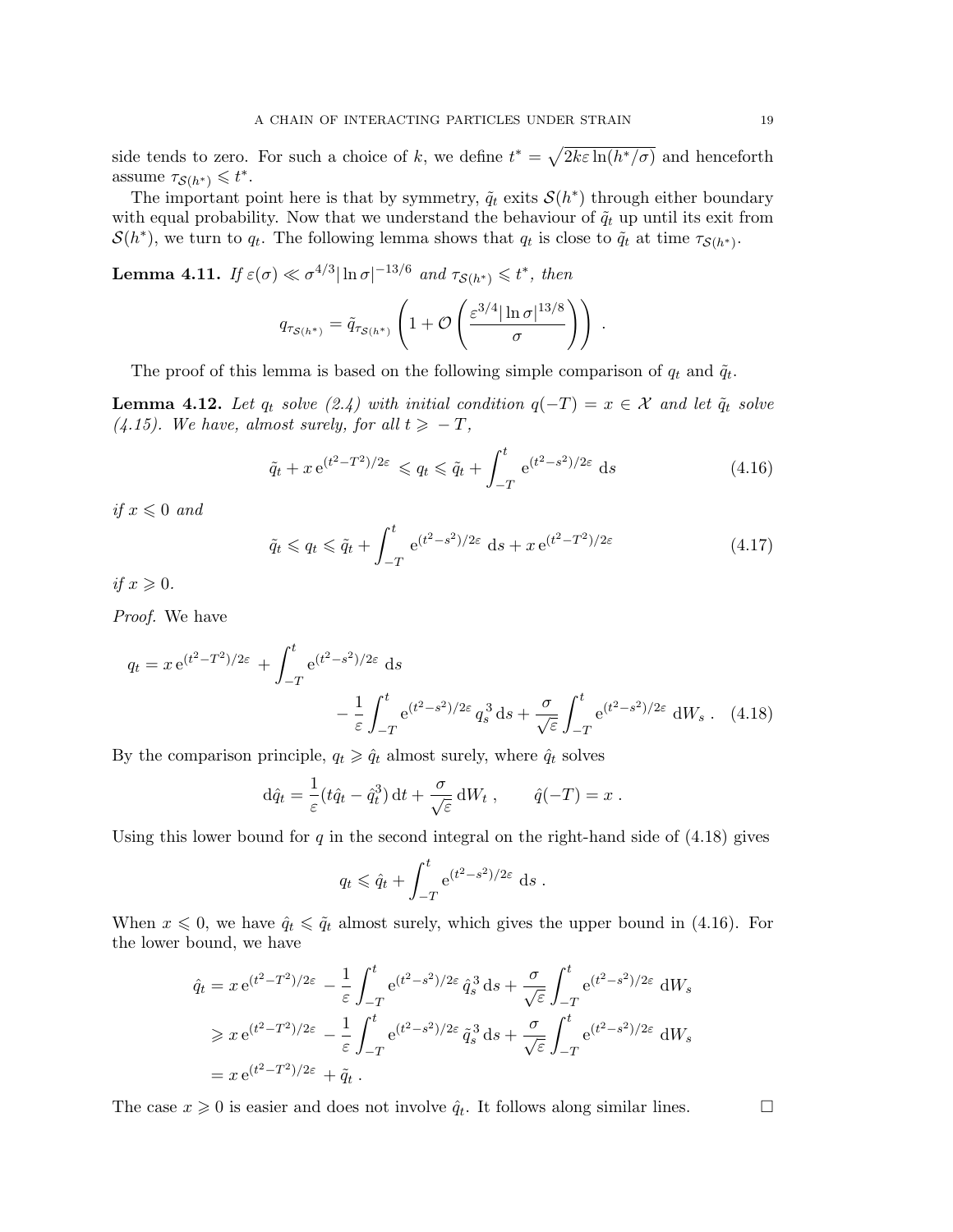side tends to zero. For such a choice of $k$, we define $t^* = \sqrt{2k\varepsilon \ln(h^*/\sigma)}$ and henceforth assume $\tau_{\mathcal{S}(h^*)} \leqslant t^*$.

The important point here is that by symmetry, $\tilde{q}_t$ exits $\mathcal{S}(h^*)$ through either boundary with equal probability. Now that we understand the behaviour of $\tilde{q}_t$ up until its exit from $\mathcal{S}(h^*)$, we turn to $q_t$. The following lemma shows that $q_t$ is close to $\tilde{q}_t$ at time $\tau_{\mathcal{S}(h^*)}$.

**Lemma 4.11.** *If $\varepsilon(\sigma) \ll \sigma^{4/3} |\ln \sigma|^{-13/6}$ and $\tau_{\mathcal{S}(h^*)} \leqslant t^*$, then*

$$q_{\tau_{\mathcal{S}(h^*)}} = \tilde{q}_{\tau_{\mathcal{S}(h^*)}} \left( 1 + \mathcal{O}\left( \frac{\varepsilon^{3/4} |\ln \sigma|^{13/8}}{\sigma} \right) \right) .$$

The proof of this lemma is based on the following simple comparison of $q_t$ and $\tilde{q}_t$.

**Lemma 4.12.** *Let $q_t$ solve (2.4) with initial condition $q(-T) = x \in \mathcal{X}$ and let $\tilde{q}_t$ solve (4.15). We have, almost surely, for all $t \geqslant -T$,*

$$\tilde{q}_t + x \, \mathrm{e}^{(t^2 - T^2)/2\varepsilon} \leqslant q_t \leqslant \tilde{q}_t + \int_{-T}^{t} \mathrm{e}^{(t^2 - s^2)/2\varepsilon} \, \mathrm{d}s \tag{4.16}$$

*if $x \leqslant 0$ and*

$$\tilde{q}_t \leqslant q_t \leqslant \tilde{q}_t + \int_{-T}^{t} \mathrm{e}^{(t^2 - s^2)/2\varepsilon} \, \mathrm{d}s + x \, \mathrm{e}^{(t^2 - T^2)/2\varepsilon} \tag{4.17}$$

*if $x \geqslant 0$.*

*Proof.* We have

$$q_t = x \, \mathrm{e}^{(t^2 - T^2)/2\varepsilon} + \int_{-T}^{t} \mathrm{e}^{(t^2 - s^2)/2\varepsilon} \, \mathrm{d}s - \frac{1}{\varepsilon} \int_{-T}^{t} \mathrm{e}^{(t^2 - s^2)/2\varepsilon} \, q_s^3 \, \mathrm{d}s + \frac{\sigma}{\sqrt{\varepsilon}} \int_{-T}^{t} \mathrm{e}^{(t^2 - s^2)/2\varepsilon} \, \mathrm{d}W_s \, . \tag{4.18}$$

By the comparison principle, $q_t \geqslant \hat{q}_t$ almost surely, where $\hat{q}_t$ solves

$$\mathrm{d}\hat{q}_t = \frac{1}{\varepsilon}(t\hat{q}_t - \hat{q}_t^3) \, \mathrm{d}t + \frac{\sigma}{\sqrt{\varepsilon}} \, \mathrm{d}W_t \, , \qquad \hat{q}(-T) = x \, .$$

Using this lower bound for $q$ in the second integral on the right-hand side of (4.18) gives

$$q_t \leqslant \hat{q}_t + \int_{-T}^{t} \mathrm{e}^{(t^2 - s^2)/2\varepsilon} \, \mathrm{d}s \, .$$

When $x \leqslant 0$, we have $\hat{q}_t \leqslant \tilde{q}_t$ almost surely, which gives the upper bound in (4.16). For the lower bound, we have

$$\begin{aligned}
\hat{q}_t &= x \, \mathrm{e}^{(t^2 - T^2)/2\varepsilon} - \frac{1}{\varepsilon} \int_{-T}^{t} \mathrm{e}^{(t^2 - s^2)/2\varepsilon} \, \hat{q}_s^3 \, \mathrm{d}s + \frac{\sigma}{\sqrt{\varepsilon}} \int_{-T}^{t} \mathrm{e}^{(t^2 - s^2)/2\varepsilon} \, \mathrm{d}W_s \\
&\geqslant x \, \mathrm{e}^{(t^2 - T^2)/2\varepsilon} - \frac{1}{\varepsilon} \int_{-T}^{t} \mathrm{e}^{(t^2 - s^2)/2\varepsilon} \, \tilde{q}_s^3 \, \mathrm{d}s + \frac{\sigma}{\sqrt{\varepsilon}} \int_{-T}^{t} \mathrm{e}^{(t^2 - s^2)/2\varepsilon} \, \mathrm{d}W_s \\
&= x \, \mathrm{e}^{(t^2 - T^2)/2\varepsilon} + \tilde{q}_t \, .
\end{aligned}$$

The case $x \geqslant 0$ is easier and does not involve $\hat{q}_t$. It follows along similar lines. □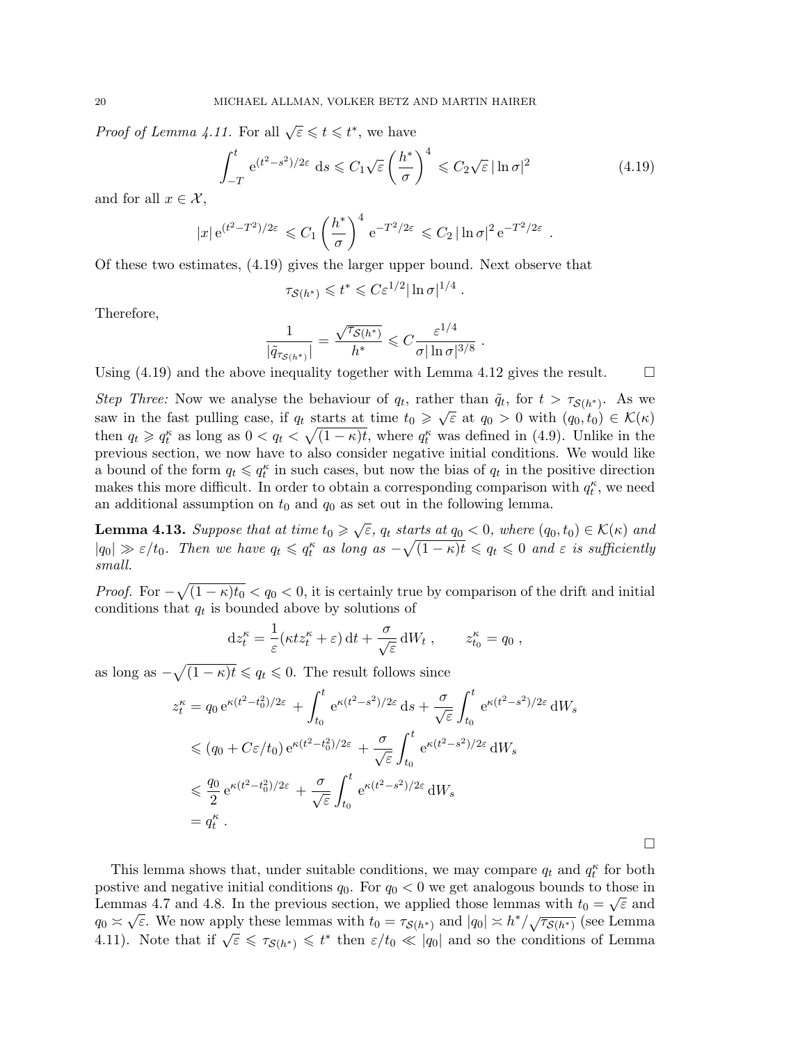*Proof of Lemma 4.11.* For all $\sqrt{\varepsilon} \leqslant t \leqslant t^*$, we have

$$\int_{-T}^{t} \mathrm{e}^{(t^2-s^2)/2\varepsilon} \, \mathrm{d}s \leqslant C_1 \sqrt{\varepsilon} \left(\frac{h^*}{\sigma}\right)^4 \leqslant C_2 \sqrt{\varepsilon} \, |\ln \sigma|^2 \tag{4.19}$$

and for all $x \in \mathcal{X}$,

$$|x| \, \mathrm{e}^{(t^2-T^2)/2\varepsilon} \leqslant C_1 \left(\frac{h^*}{\sigma}\right)^4 \mathrm{e}^{-T^2/2\varepsilon} \leqslant C_2 \, |\ln \sigma|^2 \, \mathrm{e}^{-T^2/2\varepsilon} \ .$$

Of these two estimates, (4.19) gives the larger upper bound. Next observe that

$$\tau_{\mathcal{S}(h^*)} \leqslant t^* \leqslant C \varepsilon^{1/2} |\ln \sigma|^{1/4} \ .$$

Therefore,

$$\frac{1}{|\tilde{q}_{\tau_{\mathcal{S}(h^*)}}|} = \frac{\sqrt{\tau_{\mathcal{S}(h^*)}}}{h^*} \leqslant C \frac{\varepsilon^{1/4}}{\sigma |\ln \sigma|^{3/8}} \ .$$

Using (4.19) and the above inequality together with Lemma 4.12 gives the result. $\square$

*Step Three:* Now we analyse the behaviour of $q_t$, rather than $\tilde{q}_t$, for $t > \tau_{\mathcal{S}(h^*)}$. As we saw in the fast pulling case, if $q_t$ starts at time $t_0 \geqslant \sqrt{\varepsilon}$ at $q_0 > 0$ with $(q_0, t_0) \in \mathcal{K}(\kappa)$ then $q_t \geqslant q_t^\kappa$ as long as $0 < q_t < \sqrt{(1-\kappa)t}$, where $q_t^\kappa$ was defined in (4.9). Unlike in the previous section, we now have to also consider negative initial conditions. We would like a bound of the form $q_t \leqslant q_t^\kappa$ in such cases, but now the bias of $q_t$ in the positive direction makes this more difficult. In order to obtain a corresponding comparison with $q_t^\kappa$, we need an additional assumption on $t_0$ and $q_0$ as set out in the following lemma.

**Lemma 4.13.** *Suppose that at time $t_0 \geqslant \sqrt{\varepsilon}$, $q_t$ starts at $q_0 < 0$, where $(q_0, t_0) \in \mathcal{K}(\kappa)$ and $|q_0| \gg \varepsilon/t_0$. Then we have $q_t \leqslant q_t^\kappa$ as long as $-\sqrt{(1-\kappa)t} \leqslant q_t \leqslant 0$ and $\varepsilon$ is sufficiently small.*

*Proof.* For $-\sqrt{(1-\kappa)t_0} < q_0 < 0$, it is certainly true by comparison of the drift and initial conditions that $q_t$ is bounded above by solutions of

$$\mathrm{d}z_t^\kappa = \frac{1}{\varepsilon}(\kappa t z_t^\kappa + \varepsilon) \, \mathrm{d}t + \frac{\sigma}{\sqrt{\varepsilon}} \, \mathrm{d}W_t \ , \qquad z_{t_0}^\kappa = q_0 \ ,$$

as long as $-\sqrt{(1-\kappa)t} \leqslant q_t \leqslant 0$. The result follows since

$$\begin{aligned}
z_t^\kappa &= q_0 \, \mathrm{e}^{\kappa(t^2-t_0^2)/2\varepsilon} + \int_{t_0}^{t} \mathrm{e}^{\kappa(t^2-s^2)/2\varepsilon} \, \mathrm{d}s + \frac{\sigma}{\sqrt{\varepsilon}} \int_{t_0}^{t} \mathrm{e}^{\kappa(t^2-s^2)/2\varepsilon} \, \mathrm{d}W_s \\
&\leqslant (q_0 + C\varepsilon/t_0) \, \mathrm{e}^{\kappa(t^2-t_0^2)/2\varepsilon} + \frac{\sigma}{\sqrt{\varepsilon}} \int_{t_0}^{t} \mathrm{e}^{\kappa(t^2-s^2)/2\varepsilon} \, \mathrm{d}W_s \\
&\leqslant \frac{q_0}{2} \, \mathrm{e}^{\kappa(t^2-t_0^2)/2\varepsilon} + \frac{\sigma}{\sqrt{\varepsilon}} \int_{t_0}^{t} \mathrm{e}^{\kappa(t^2-s^2)/2\varepsilon} \, \mathrm{d}W_s \\
&= q_t^\kappa \ .
\end{aligned}$$

$\square$

This lemma shows that, under suitable conditions, we may compare $q_t$ and $q_t^\kappa$ for both postive and negative initial conditions $q_0$. For $q_0 < 0$ we get analogous bounds to those in Lemmas 4.7 and 4.8. In the previous section, we applied those lemmas with $t_0 = \sqrt{\varepsilon}$ and $q_0 \asymp \sqrt{\varepsilon}$. We now apply these lemmas with $t_0 = \tau_{\mathcal{S}(h^*)}$ and $|q_0| \asymp h^*/\sqrt{\tau_{\mathcal{S}(h^*)}}$ (see Lemma 4.11). Note that if $\sqrt{\varepsilon} \leqslant \tau_{\mathcal{S}(h^*)} \leqslant t^*$ then $\varepsilon/t_0 \ll |q_0|$ and so the conditions of Lemma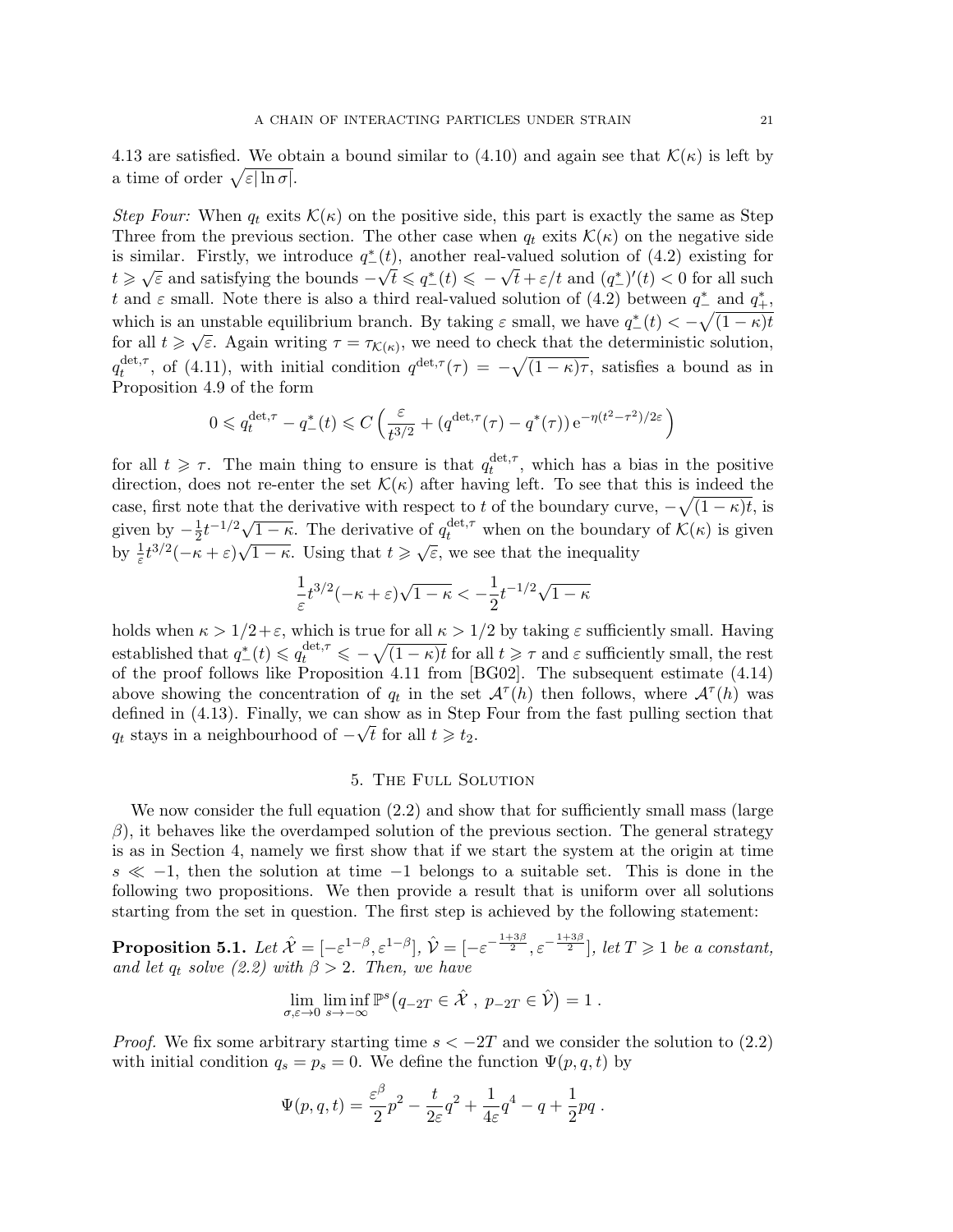4.13 are satisfied. We obtain a bound similar to (4.10) and again see that $\mathcal{K}(\kappa)$ is left by a time of order $\sqrt{\varepsilon|\ln\sigma|}$.

*Step Four:* When $q_t$ exits $\mathcal{K}(\kappa)$ on the positive side, this part is exactly the same as Step Three from the previous section. The other case when $q_t$ exits $\mathcal{K}(\kappa)$ on the negative side is similar. Firstly, we introduce $q^*_-(t)$, another real-valued solution of (4.2) existing for $t \geqslant \sqrt{\varepsilon}$ and satisfying the bounds $-\sqrt{t} \leqslant q^*_-(t) \leqslant -\sqrt{t} + \varepsilon/t$ and $(q^*_-)'(t) < 0$ for all such $t$ and $\varepsilon$ small. Note there is also a third real-valued solution of (4.2) between $q^*_-$ and $q^*_+$, which is an unstable equilibrium branch. By taking $\varepsilon$ small, we have $q^*_-(t) < -\sqrt{(1-\kappa)t}$ for all $t \geqslant \sqrt{\varepsilon}$. Again writing $\tau = \tau_{\mathcal{K}(\kappa)}$, we need to check that the deterministic solution, $q^{\det,\tau}_t$, of (4.11), with initial condition $q^{\det,\tau}(\tau) = -\sqrt{(1-\kappa)\tau}$, satisfies a bound as in Proposition 4.9 of the form

$$0 \leqslant q^{\det,\tau}_t - q^*_-(t) \leqslant C\left(\frac{\varepsilon}{t^{3/2}} + (q^{\det,\tau}(\tau) - q^*(\tau))\,\mathrm{e}^{-\eta(t^2-\tau^2)/2\varepsilon}\right)$$

for all $t \geqslant \tau$. The main thing to ensure is that $q^{\det,\tau}_t$, which has a bias in the positive direction, does not re-enter the set $\mathcal{K}(\kappa)$ after having left. To see that this is indeed the case, first note that the derivative with respect to $t$ of the boundary curve, $-\sqrt{(1-\kappa)t}$, is given by $-\frac{1}{2}t^{-1/2}\sqrt{1-\kappa}$. The derivative of $q^{\det,\tau}_t$ when on the boundary of $\mathcal{K}(\kappa)$ is given by $\frac{1}{\varepsilon}t^{3/2}(-\kappa+\varepsilon)\sqrt{1-\kappa}$. Using that $t \geqslant \sqrt{\varepsilon}$, we see that the inequality

$$\frac{1}{\varepsilon}t^{3/2}(-\kappa+\varepsilon)\sqrt{1-\kappa} < -\frac{1}{2}t^{-1/2}\sqrt{1-\kappa}$$

holds when $\kappa > 1/2+\varepsilon$, which is true for all $\kappa > 1/2$ by taking $\varepsilon$ sufficiently small. Having established that $q^*_-(t) \leqslant q^{\det,\tau}_t \leqslant -\sqrt{(1-\kappa)t}$ for all $t \geqslant \tau$ and $\varepsilon$ sufficiently small, the rest of the proof follows like Proposition 4.11 from [BG02]. The subsequent estimate (4.14) above showing the concentration of $q_t$ in the set $\mathcal{A}^\tau(h)$ then follows, where $\mathcal{A}^\tau(h)$ was defined in (4.13). Finally, we can show as in Step Four from the fast pulling section that $q_t$ stays in a neighbourhood of $-\sqrt{t}$ for all $t \geqslant t_2$.

## 5. The Full Solution

We now consider the full equation (2.2) and show that for sufficiently small mass (large $\beta$), it behaves like the overdamped solution of the previous section. The general strategy is as in Section 4, namely we first show that if we start the system at the origin at time $s \ll -1$, then the solution at time $-1$ belongs to a suitable set. This is done in the following two propositions. We then provide a result that is uniform over all solutions starting from the set in question. The first step is achieved by the following statement:

**Proposition 5.1.** *Let $\hat{\mathcal{X}} = [-\varepsilon^{1-\beta}, \varepsilon^{1-\beta}]$, $\hat{\mathcal{V}} = [-\varepsilon^{-\frac{1+3\beta}{2}}, \varepsilon^{-\frac{1+3\beta}{2}}]$, let $T \geqslant 1$ be a constant, and let $q_t$ solve (2.2) with $\beta > 2$. Then, we have*

$$\lim_{\sigma,\varepsilon\to 0}\liminf_{s\to-\infty}\mathbb{P}^s\big(q_{-2T} \in \hat{\mathcal{X}}\ ,\ p_{-2T} \in \hat{\mathcal{V}}\big) = 1\ .$$

*Proof.* We fix some arbitrary starting time $s < -2T$ and we consider the solution to (2.2) with initial condition $q_s = p_s = 0$. We define the function $\Psi(p,q,t)$ by

$$\Psi(p,q,t) = \frac{\varepsilon^\beta}{2}p^2 - \frac{t}{2\varepsilon}q^2 + \frac{1}{4\varepsilon}q^4 - q + \frac{1}{2}pq\ .$$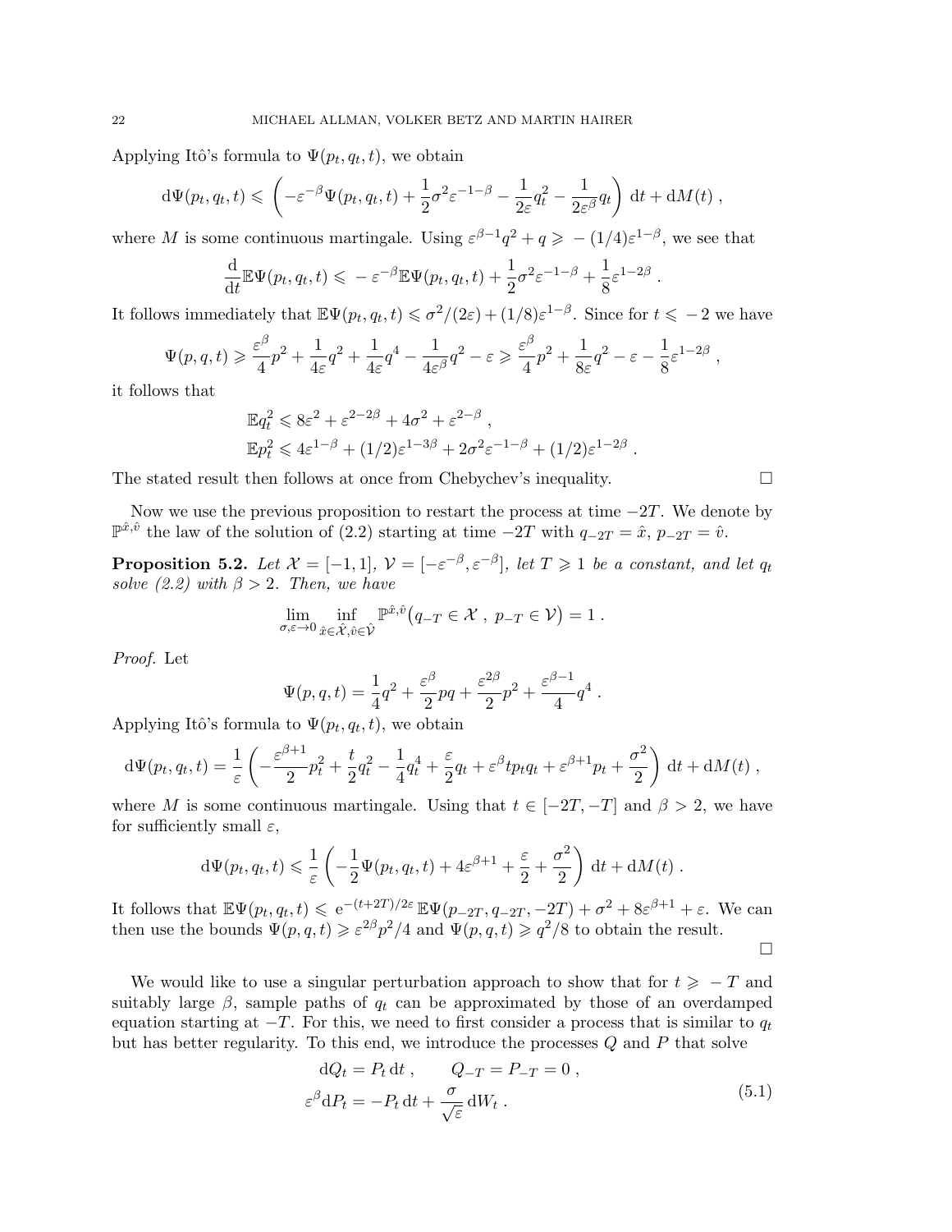Applying Itô's formula to $\Psi(p_t, q_t, t)$, we obtain

$$
\mathrm{d}\Psi(p_t,q_t,t) \leqslant \left( -\varepsilon^{-\beta}\Psi(p_t,q_t,t) + \frac{1}{2}\sigma^2\varepsilon^{-1-\beta} - \frac{1}{2\varepsilon}q_t^2 - \frac{1}{2\varepsilon^\beta}q_t \right)\,\mathrm{d}t + \mathrm{d}M(t)\;,
$$

where $M$ is some continuous martingale. Using $\varepsilon^{\beta-1}q^2 + q \geqslant -(1/4)\varepsilon^{1-\beta}$, we see that

$$
\frac{\mathrm{d}}{\mathrm{d}t}\mathbb{E}\Psi(p_t,q_t,t) \leqslant -\varepsilon^{-\beta}\mathbb{E}\Psi(p_t,q_t,t) + \frac{1}{2}\sigma^2\varepsilon^{-1-\beta} + \frac{1}{8}\varepsilon^{1-2\beta}\;.
$$

It follows immediately that $\mathbb{E}\Psi(p_t,q_t,t) \leqslant \sigma^2/(2\varepsilon) + (1/8)\varepsilon^{1-\beta}$. Since for $t \leqslant -2$ we have

$$
\Psi(p,q,t) \geqslant \frac{\varepsilon^\beta}{4}p^2 + \frac{1}{4\varepsilon}q^2 + \frac{1}{4\varepsilon}q^4 - \frac{1}{4\varepsilon^\beta}q^2 - \varepsilon \geqslant \frac{\varepsilon^\beta}{4}p^2 + \frac{1}{8\varepsilon}q^2 - \varepsilon - \frac{1}{8}\varepsilon^{1-2\beta}\;,
$$

it follows that

$$
\begin{aligned}
&\mathbb{E}q_t^2 \leqslant 8\varepsilon^2 + \varepsilon^{2-2\beta} + 4\sigma^2 + \varepsilon^{2-\beta}\;,\\
&\mathbb{E}p_t^2 \leqslant 4\varepsilon^{1-\beta} + (1/2)\varepsilon^{1-3\beta} + 2\sigma^2\varepsilon^{-1-\beta} + (1/2)\varepsilon^{1-2\beta}\;.
\end{aligned}
$$

The stated result then follows at once from Chebychev's inequality. □

Now we use the previous proposition to restart the process at time $-2T$. We denote by $\mathbb{P}^{\hat{x},\hat{v}}$ the law of the solution of (2.2) starting at time $-2T$ with $q_{-2T} = \hat{x}$, $p_{-2T} = \hat{v}$.

**Proposition 5.2.** *Let $\mathcal{X} = [-1,1]$, $\mathcal{V} = [-\varepsilon^{-\beta}, \varepsilon^{-\beta}]$, let $T \geqslant 1$ be a constant, and let $q_t$ solve (2.2) with $\beta > 2$. Then, we have*

$$
\lim_{\sigma,\varepsilon\to 0}\inf_{\hat{x}\in\hat{\mathcal{X}},\hat{v}\in\hat{\mathcal{V}}}\mathbb{P}^{\hat{x},\hat{v}}\big(q_{-T}\in\mathcal{X}\;,\;p_{-T}\in\mathcal{V}\big) = 1\;.
$$

*Proof.* Let

$$
\Psi(p,q,t) = \frac{1}{4}q^2 + \frac{\varepsilon^\beta}{2}pq + \frac{\varepsilon^{2\beta}}{2}p^2 + \frac{\varepsilon^{\beta-1}}{4}q^4\;.
$$

Applying Itô's formula to $\Psi(p_t,q_t,t)$, we obtain

$$
\mathrm{d}\Psi(p_t,q_t,t) = \frac{1}{\varepsilon}\left( -\frac{\varepsilon^{\beta+1}}{2}p_t^2 + \frac{t}{2}q_t^2 - \frac{1}{4}q_t^4 + \frac{\varepsilon}{2}q_t + \varepsilon^\beta t p_t q_t + \varepsilon^{\beta+1}p_t + \frac{\sigma^2}{2}\right)\,\mathrm{d}t + \mathrm{d}M(t)\;,
$$

where $M$ is some continuous martingale. Using that $t \in [-2T,-T]$ and $\beta > 2$, we have for sufficiently small $\varepsilon$,

$$
\mathrm{d}\Psi(p_t,q_t,t) \leqslant \frac{1}{\varepsilon}\left( -\frac{1}{2}\Psi(p_t,q_t,t) + 4\varepsilon^{\beta+1} + \frac{\varepsilon}{2} + \frac{\sigma^2}{2}\right)\,\mathrm{d}t + \mathrm{d}M(t)\;.
$$

It follows that $\mathbb{E}\Psi(p_t,q_t,t) \leqslant \mathrm{e}^{-(t+2T)/2\varepsilon}\,\mathbb{E}\Psi(p_{-2T},q_{-2T},-2T) + \sigma^2 + 8\varepsilon^{\beta+1} + \varepsilon$. We can then use the bounds $\Psi(p,q,t) \geqslant \varepsilon^{2\beta}p^2/4$ and $\Psi(p,q,t) \geqslant q^2/8$ to obtain the result. □

We would like to use a singular perturbation approach to show that for $t \geqslant -T$ and suitably large $\beta$, sample paths of $q_t$ can be approximated by those of an overdamped equation starting at $-T$. For this, we need to first consider a process that is similar to $q_t$ but has better regularity. To this end, we introduce the processes $Q$ and $P$ that solve

$$
\begin{aligned}
\mathrm{d}Q_t &= P_t\,\mathrm{d}t\;, \qquad Q_{-T} = P_{-T} = 0\;,\\
\varepsilon^\beta\mathrm{d}P_t &= -P_t\,\mathrm{d}t + \frac{\sigma}{\sqrt{\varepsilon}}\,\mathrm{d}W_t\;.
\end{aligned}
\tag{5.1}
$$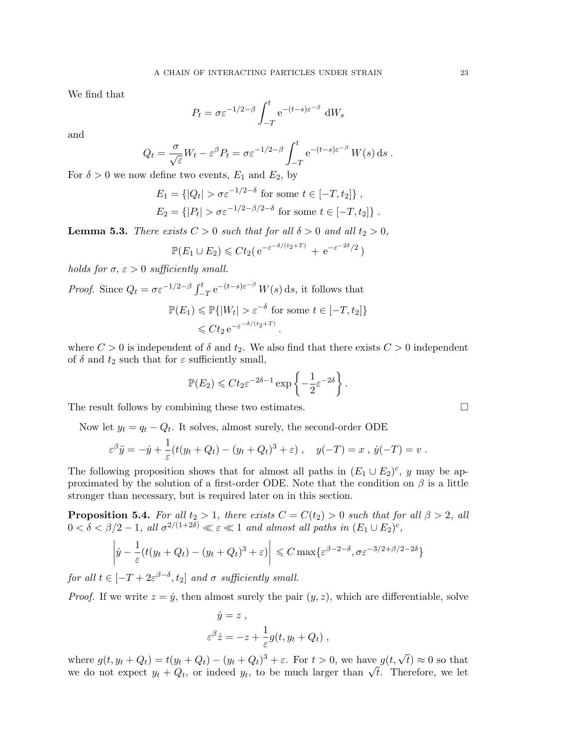We find that

$$P_t = \sigma \varepsilon^{-1/2-\beta} \int_{-T}^{t} \mathrm{e}^{-(t-s)\varepsilon^{-\beta}} \, \mathrm{d}W_s$$

and

$$Q_t = \frac{\sigma}{\sqrt{\varepsilon}} W_t - \varepsilon^{\beta} P_t = \sigma \varepsilon^{-1/2-\beta} \int_{-T}^{t} \mathrm{e}^{-(t-s)\varepsilon^{-\beta}} \, W(s) \, \mathrm{d}s \; .$$

For $\delta > 0$ we now define two events, $E_1$ and $E_2$, by

$$E_1 = \{|Q_t| > \sigma\varepsilon^{-1/2-\delta} \text{ for some } t \in [-T, t_2]\} \; ,$$
$$E_2 = \{|P_t| > \sigma\varepsilon^{-1/2-\beta/2-\delta} \text{ for some } t \in [-T, t_2]\} \; .$$

**Lemma 5.3.** *There exists $C > 0$ such that for all $\delta > 0$ and all $t_2 > 0$,*

$$\mathbb{P}(E_1 \cup E_2) \leqslant C t_2 ( \, \mathrm{e}^{-\varepsilon^{-\delta/(t_2+T)}} \, + \, \mathrm{e}^{-\varepsilon^{-2\delta}/2} \, )$$

*holds for $\sigma$, $\varepsilon > 0$ sufficiently small.*

*Proof.* Since $Q_t = \sigma \varepsilon^{-1/2-\beta} \int_{-T}^{t} \mathrm{e}^{-(t-s)\varepsilon^{-\beta}} \, W(s) \, \mathrm{d}s$, it follows that

$$\begin{aligned} \mathbb{P}(E_1) &\leqslant \mathbb{P}\{|W_t| > \varepsilon^{-\delta} \text{ for some } t \in [-T, t_2]\} \\ &\leqslant C t_2 \, \mathrm{e}^{-\varepsilon^{-\delta/(t_2+T)}} \; . \end{aligned}$$

where $C > 0$ is independent of $\delta$ and $t_2$. We also find that there exists $C > 0$ independent of $\delta$ and $t_2$ such that for $\varepsilon$ sufficiently small,

$$\mathbb{P}(E_2) \leqslant C t_2 \varepsilon^{-2\delta-1} \exp\left\{ -\frac{1}{2} \varepsilon^{-2\delta} \right\} .$$

The result follows by combining these two estimates. □

Now let $y_t = q_t - Q_t$. It solves, almost surely, the second-order ODE

$$\varepsilon^{\beta} \ddot{y} = -\dot{y} + \frac{1}{\varepsilon}(t(y_t + Q_t) - (y_t + Q_t)^3 + \varepsilon) \; , \quad y(-T) = x \; , \; \dot{y}(-T) = v \; .$$

The following proposition shows that for almost all paths in $(E_1 \cup E_2)^c$, $y$ may be approximated by the solution of a first-order ODE. Note that the condition on $\beta$ is a little stronger than necessary, but is required later on in this section.

**Proposition 5.4.** *For all $t_2 > 1$, there exists $C = C(t_2) > 0$ such that for all $\beta > 2$, all $0 < \delta < \beta/2 - 1$, all $\sigma^{2/(1+2\delta)} \ll \varepsilon \ll 1$ and almost all paths in $(E_1 \cup E_2)^c$,*

$$\left| \dot{y} - \frac{1}{\varepsilon}(t(y_t + Q_t) - (y_t + Q_t)^3 + \varepsilon) \right| \leqslant C \max\{\varepsilon^{\beta-2-\delta}, \sigma\varepsilon^{-3/2+\beta/2-2\delta}\}$$

*for all $t \in [-T + 2\varepsilon^{\beta-\delta}, t_2]$ and $\sigma$ sufficiently small.*

*Proof.* If we write $z = \dot{y}$, then almost surely the pair $(y, z)$, which are differentiable, solve

$$\begin{aligned} \dot{y} &= z \; , \\ \varepsilon^{\beta} \dot{z} &= -z + \frac{1}{\varepsilon} g(t, y_t + Q_t) \; , \end{aligned}$$

where $g(t, y_t + Q_t) = t(y_t + Q_t) - (y_t + Q_t)^3 + \varepsilon$. For $t > 0$, we have $g(t, \sqrt{t}) \approx 0$ so that we do not expect $y_t + Q_t$, or indeed $y_t$, to be much larger than $\sqrt{t}$. Therefore, we let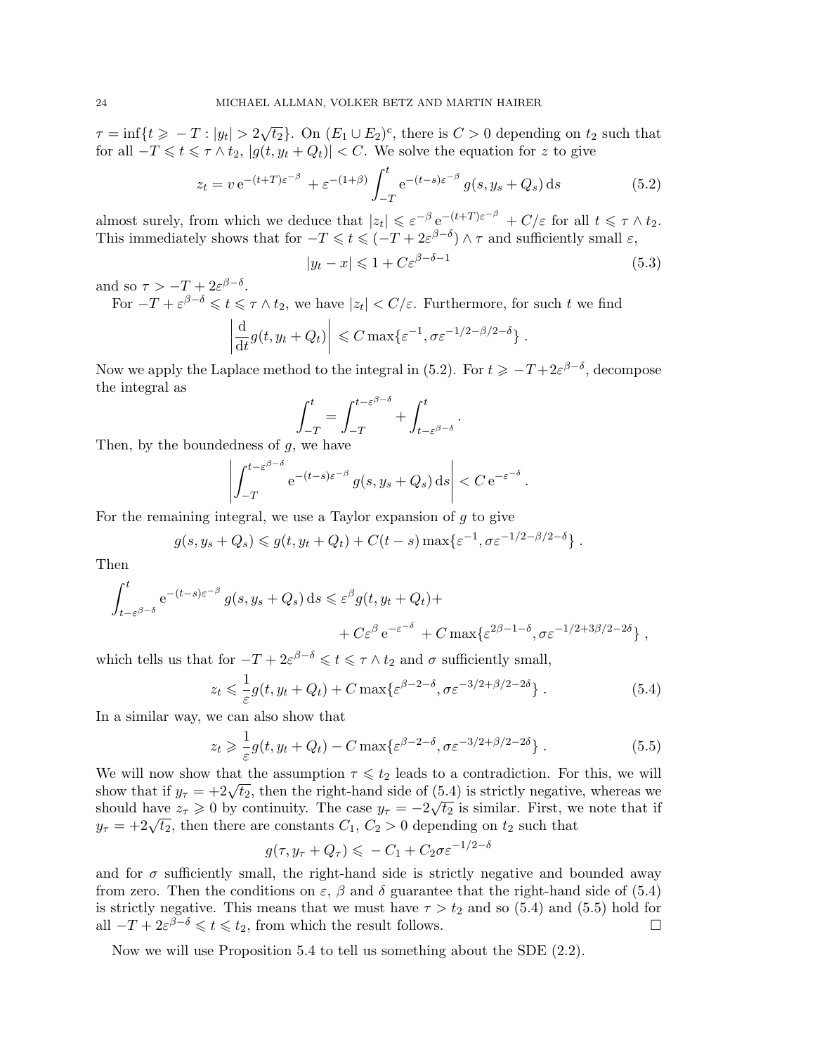$\tau = \inf\{t \geqslant -T : |y_t| > 2\sqrt{t_2}\}$. On $(E_1 \cup E_2)^c$, there is $C > 0$ depending on $t_2$ such that for all $-T \leqslant t \leqslant \tau \wedge t_2$, $|g(t, y_t + Q_t)| < C$. We solve the equation for $z$ to give

$$z_t = v\,\mathrm{e}^{-(t+T)\varepsilon^{-\beta}} + \varepsilon^{-(1+\beta)} \int_{-T}^{t} \mathrm{e}^{-(t-s)\varepsilon^{-\beta}} g(s, y_s + Q_s)\,\mathrm{d}s \tag{5.2}$$

almost surely, from which we deduce that $|z_t| \leqslant \varepsilon^{-\beta}\,\mathrm{e}^{-(t+T)\varepsilon^{-\beta}} + C/\varepsilon$ for all $t \leqslant \tau \wedge t_2$. This immediately shows that for $-T \leqslant t \leqslant (-T + 2\varepsilon^{\beta-\delta}) \wedge \tau$ and sufficiently small $\varepsilon$,

$$|y_t - x| \leqslant 1 + C\varepsilon^{\beta-\delta-1} \tag{5.3}$$

and so $\tau > -T + 2\varepsilon^{\beta-\delta}$.

For $-T + \varepsilon^{\beta-\delta} \leqslant t \leqslant \tau \wedge t_2$, we have $|z_t| < C/\varepsilon$. Furthermore, for such $t$ we find

$$\left|\frac{\mathrm{d}}{\mathrm{d}t} g(t, y_t + Q_t)\right| \leqslant C \max\{\varepsilon^{-1}, \sigma\varepsilon^{-1/2-\beta/2-\delta}\}\,.$$

Now we apply the Laplace method to the integral in (5.2). For $t \geqslant -T + 2\varepsilon^{\beta-\delta}$, decompose the integral as

$$\int_{-T}^{t} = \int_{-T}^{t-\varepsilon^{\beta-\delta}} + \int_{t-\varepsilon^{\beta-\delta}}^{t}\,.$$

Then, by the boundedness of $g$, we have

$$\left|\int_{-T}^{t-\varepsilon^{\beta-\delta}} \mathrm{e}^{-(t-s)\varepsilon^{-\beta}} g(s, y_s + Q_s)\,\mathrm{d}s\right| < C\,\mathrm{e}^{-\varepsilon^{-\delta}}\,.$$

For the remaining integral, we use a Taylor expansion of $g$ to give

$$g(s, y_s + Q_s) \leqslant g(t, y_t + Q_t) + C(t-s)\max\{\varepsilon^{-1}, \sigma\varepsilon^{-1/2-\beta/2-\delta}\}\,.$$

Then

$$\int_{t-\varepsilon^{\beta-\delta}}^{t} \mathrm{e}^{-(t-s)\varepsilon^{-\beta}} g(s, y_s + Q_s)\,\mathrm{d}s \leqslant \varepsilon^{\beta} g(t, y_t + Q_t) + \\ + C\varepsilon^{\beta}\,\mathrm{e}^{-\varepsilon^{-\delta}} + C\max\{\varepsilon^{2\beta-1-\delta}, \sigma\varepsilon^{-1/2+3\beta/2-2\delta}\}\,,$$

which tells us that for $-T + 2\varepsilon^{\beta-\delta} \leqslant t \leqslant \tau \wedge t_2$ and $\sigma$ sufficiently small,

$$z_t \leqslant \frac{1}{\varepsilon} g(t, y_t + Q_t) + C\max\{\varepsilon^{\beta-2-\delta}, \sigma\varepsilon^{-3/2+\beta/2-2\delta}\}\,. \tag{5.4}$$

In a similar way, we can also show that

$$z_t \geqslant \frac{1}{\varepsilon} g(t, y_t + Q_t) - C\max\{\varepsilon^{\beta-2-\delta}, \sigma\varepsilon^{-3/2+\beta/2-2\delta}\}\,. \tag{5.5}$$

We will now show that the assumption $\tau \leqslant t_2$ leads to a contradiction. For this, we will show that if $y_\tau = +2\sqrt{t_2}$, then the right-hand side of (5.4) is strictly negative, whereas we should have $z_\tau \geqslant 0$ by continuity. The case $y_\tau = -2\sqrt{t_2}$ is similar. First, we note that if $y_\tau = +2\sqrt{t_2}$, then there are constants $C_1$, $C_2 > 0$ depending on $t_2$ such that

$$g(\tau, y_\tau + Q_\tau) \leqslant -C_1 + C_2\sigma\varepsilon^{-1/2-\delta}$$

and for $\sigma$ sufficiently small, the right-hand side is strictly negative and bounded away from zero. Then the conditions on $\varepsilon$, $\beta$ and $\delta$ guarantee that the right-hand side of (5.4) is strictly negative. This means that we must have $\tau > t_2$ and so (5.4) and (5.5) hold for all $-T + 2\varepsilon^{\beta-\delta} \leqslant t \leqslant t_2$, from which the result follows. □

Now we will use Proposition 5.4 to tell us something about the SDE (2.2).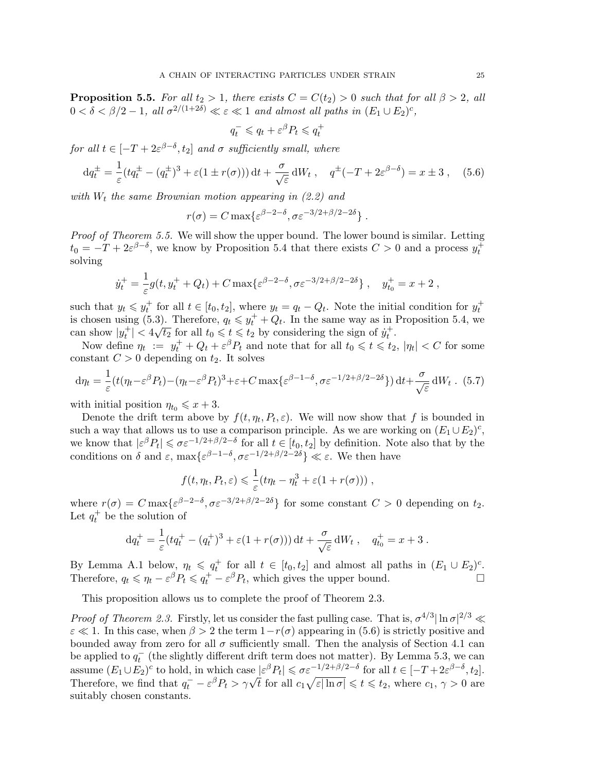**Proposition 5.5.** *For all $t_2 > 1$, there exists $C = C(t_2) > 0$ such that for all $\beta > 2$, all $0 < \delta < \beta/2 - 1$, all $\sigma^{2/(1+2\delta)} \ll \varepsilon \ll 1$ and almost all paths in $(E_1 \cup E_2)^c$,*

$$q_t^- \leqslant q_t + \varepsilon^\beta P_t \leqslant q_t^+$$

*for all $t \in [-T + 2\varepsilon^{\beta-\delta}, t_2]$ and $\sigma$ sufficiently small, where*

$$\mathrm{d}q_t^\pm = \frac{1}{\varepsilon}(tq_t^\pm - (q_t^\pm)^3 + \varepsilon(1 \pm r(\sigma)))\,\mathrm{d}t + \frac{\sigma}{\sqrt{\varepsilon}}\,\mathrm{d}W_t\,, \quad q^\pm(-T + 2\varepsilon^{\beta-\delta}) = x \pm 3\,, \tag{5.6}$$

*with $W_t$ the same Brownian motion appearing in (2.2) and*

$$r(\sigma) = C \max\{\varepsilon^{\beta-2-\delta}, \sigma\varepsilon^{-3/2+\beta/2-2\delta}\}\,.$$

*Proof of Theorem 5.5.* We will show the upper bound. The lower bound is similar. Letting $t_0 = -T + 2\varepsilon^{\beta-\delta}$, we know by Proposition 5.4 that there exists $C > 0$ and a process $y_t^+$ solving

$$\dot{y}_t^+ = \frac{1}{\varepsilon}g(t, y_t^+ + Q_t) + C\max\{\varepsilon^{\beta-2-\delta}, \sigma\varepsilon^{-3/2+\beta/2-2\delta}\}\,, \quad y_{t_0}^+ = x + 2\,,$$

such that $y_t \leqslant y_t^+$ for all $t \in [t_0, t_2]$, where $y_t = q_t - Q_t$. Note the initial condition for $y_t^+$ is chosen using (5.3). Therefore, $q_t \leqslant y_t^+ + Q_t$. In the same way as in Proposition 5.4, we can show $|y_t^+| < 4\sqrt{t_2}$ for all $t_0 \leqslant t \leqslant t_2$ by considering the sign of $\dot{y}_t^+$.

Now define $\eta_t := y_t^+ + Q_t + \varepsilon^\beta P_t$ and note that for all $t_0 \leqslant t \leqslant t_2$, $|\eta_t| < C$ for some constant $C > 0$ depending on $t_2$. It solves

$$\mathrm{d}\eta_t = \frac{1}{\varepsilon}(t(\eta_t - \varepsilon^\beta P_t) - (\eta_t - \varepsilon^\beta P_t)^3 + \varepsilon + C\max\{\varepsilon^{\beta-1-\delta}, \sigma\varepsilon^{-1/2+\beta/2-2\delta}\})\,\mathrm{d}t + \frac{\sigma}{\sqrt{\varepsilon}}\,\mathrm{d}W_t\,. \tag{5.7}$$

with initial position $\eta_{t_0} \leqslant x + 3$.

Denote the drift term above by $f(t, \eta_t, P_t, \varepsilon)$. We will now show that $f$ is bounded in such a way that allows us to use a comparison principle. As we are working on $(E_1 \cup E_2)^c$, we know that $|\varepsilon^\beta P_t| \leqslant \sigma\varepsilon^{-1/2+\beta/2-\delta}$ for all $t \in [t_0, t_2]$ by definition. Note also that by the conditions on $\delta$ and $\varepsilon$, $\max\{\varepsilon^{\beta-1-\delta}, \sigma\varepsilon^{-1/2+\beta/2-2\delta}\} \ll \varepsilon$. We then have

$$f(t, \eta_t, P_t, \varepsilon) \leqslant \frac{1}{\varepsilon}(t\eta_t - \eta_t^3 + \varepsilon(1 + r(\sigma)))\,,$$

where $r(\sigma) = C\max\{\varepsilon^{\beta-2-\delta}, \sigma\varepsilon^{-3/2+\beta/2-2\delta}\}$ for some constant $C > 0$ depending on $t_2$. Let $q_t^+$ be the solution of

$$\mathrm{d}q_t^+ = \frac{1}{\varepsilon}(tq_t^+ - (q_t^+)^3 + \varepsilon(1 + r(\sigma)))\,\mathrm{d}t + \frac{\sigma}{\sqrt{\varepsilon}}\,\mathrm{d}W_t\,, \quad q_{t_0}^+ = x + 3\,.$$

By Lemma A.1 below, $\eta_t \leqslant q_t^+$ for all $t \in [t_0, t_2]$ and almost all paths in $(E_1 \cup E_2)^c$. Therefore, $q_t \leqslant \eta_t - \varepsilon^\beta P_t \leqslant q_t^+ - \varepsilon^\beta P_t$, which gives the upper bound. □

This proposition allows us to complete the proof of Theorem 2.3.

*Proof of Theorem 2.3.* Firstly, let us consider the fast pulling case. That is, $\sigma^{4/3}|\ln\sigma|^{2/3} \ll \varepsilon \ll 1$. In this case, when $\beta > 2$ the term $1 - r(\sigma)$ appearing in (5.6) is strictly positive and bounded away from zero for all $\sigma$ sufficiently small. Then the analysis of Section 4.1 can be applied to $q_t^-$ (the slightly different drift term does not matter). By Lemma 5.3, we can assume $(E_1 \cup E_2)^c$ to hold, in which case $|\varepsilon^\beta P_t| \leqslant \sigma\varepsilon^{-1/2+\beta/2-\delta}$ for all $t \in [-T + 2\varepsilon^{\beta-\delta}, t_2]$. Therefore, we find that $q_t^- - \varepsilon^\beta P_t > \gamma\sqrt{t}$ for all $c_1\sqrt{\varepsilon|\ln\sigma|} \leqslant t \leqslant t_2$, where $c_1$, $\gamma > 0$ are suitably chosen constants.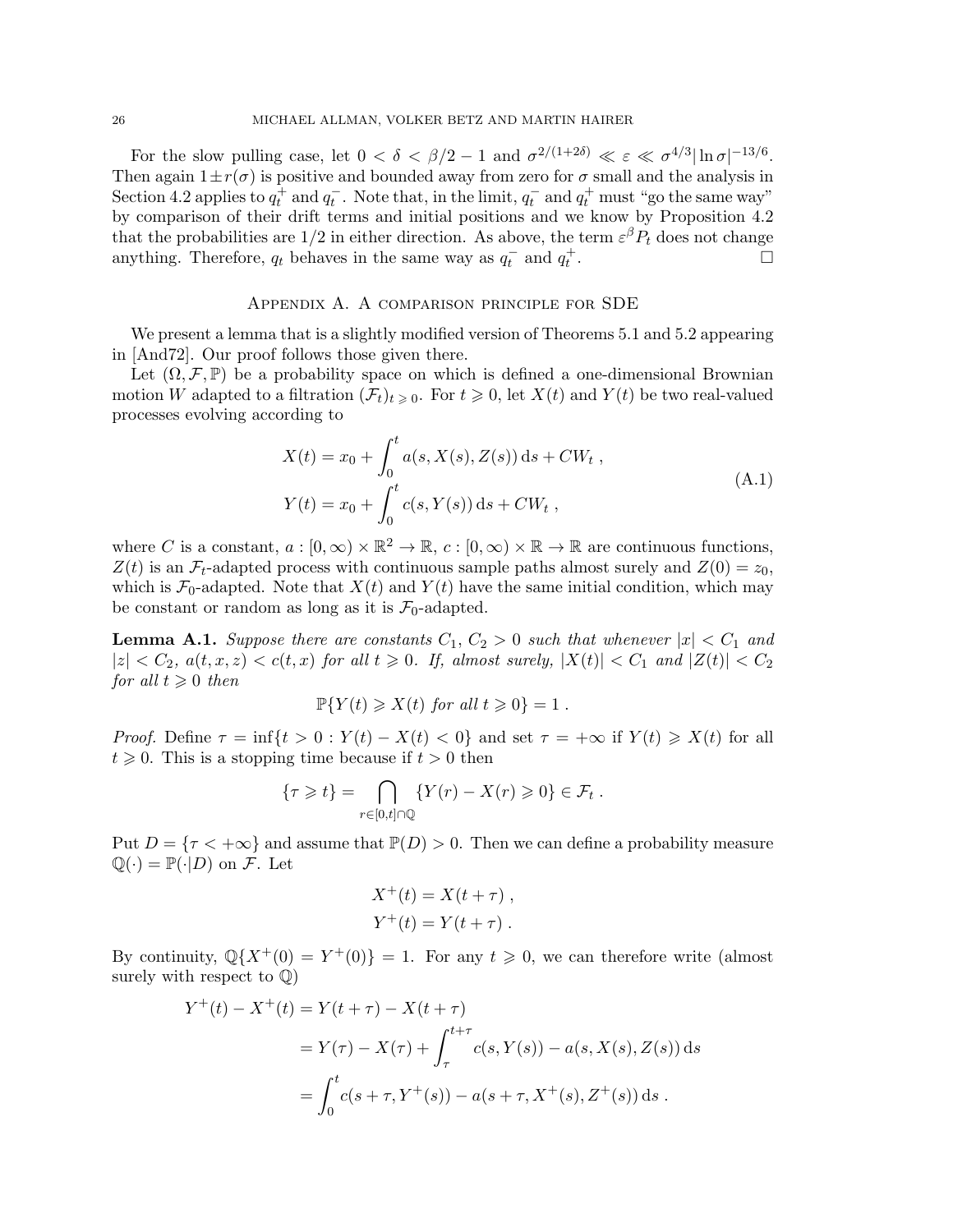For the slow pulling case, let $0 < \delta < \beta/2 - 1$ and $\sigma^{2/(1+2\delta)} \ll \varepsilon \ll \sigma^{4/3}|\ln\sigma|^{-13/6}$. Then again $1 \pm r(\sigma)$ is positive and bounded away from zero for $\sigma$ small and the analysis in Section 4.2 applies to $q_t^+$ and $q_t^-$. Note that, in the limit, $q_t^-$ and $q_t^+$ must "go the same way" by comparison of their drift terms and initial positions and we know by Proposition 4.2 that the probabilities are 1/2 in either direction. As above, the term $\varepsilon^\beta P_t$ does not change anything. Therefore, $q_t$ behaves in the same way as $q_t^-$ and $q_t^+$. $\square$

## Appendix A. A comparison principle for SDE

We present a lemma that is a slightly modified version of Theorems 5.1 and 5.2 appearing in [And72]. Our proof follows those given there.

Let $(\Omega, \mathcal{F}, \mathbb{P})$ be a probability space on which is defined a one-dimensional Brownian motion $W$ adapted to a filtration $(\mathcal{F}_t)_{t\geqslant 0}$. For $t \geqslant 0$, let $X(t)$ and $Y(t)$ be two real-valued processes evolving according to

$$
\begin{aligned}
X(t) &= x_0 + \int_0^t a(s, X(s), Z(s))\,\mathrm{d}s + CW_t \;, \\
Y(t) &= x_0 + \int_0^t c(s, Y(s))\,\mathrm{d}s + CW_t \;,
\end{aligned}
\tag{A.1}
$$

where $C$ is a constant, $a : [0,\infty) \times \mathbb{R}^2 \to \mathbb{R}$, $c : [0,\infty) \times \mathbb{R} \to \mathbb{R}$ are continuous functions, $Z(t)$ is an $\mathcal{F}_t$-adapted process with continuous sample paths almost surely and $Z(0) = z_0$, which is $\mathcal{F}_0$-adapted. Note that $X(t)$ and $Y(t)$ have the same initial condition, which may be constant or random as long as it is $\mathcal{F}_0$-adapted.

**Lemma A.1.** *Suppose there are constants $C_1$, $C_2 > 0$ such that whenever $|x| < C_1$ and $|z| < C_2$, $a(t,x,z) < c(t,x)$ for all $t \geqslant 0$. If, almost surely, $|X(t)| < C_1$ and $|Z(t)| < C_2$ for all $t \geqslant 0$ then*

$$
\mathbb{P}\{Y(t) \geqslant X(t) \text{ for all } t \geqslant 0\} = 1 \;.
$$

*Proof.* Define $\tau = \inf\{t > 0 : Y(t) - X(t) < 0\}$ and set $\tau = +\infty$ if $Y(t) \geqslant X(t)$ for all $t \geqslant 0$. This is a stopping time because if $t > 0$ then

$$
\{\tau \geqslant t\} = \bigcap_{r \in [0,t] \cap \mathbb{Q}} \{Y(r) - X(r) \geqslant 0\} \in \mathcal{F}_t \;.
$$

Put $D = \{\tau < +\infty\}$ and assume that $\mathbb{P}(D) > 0$. Then we can define a probability measure $\mathbb{Q}(\cdot) = \mathbb{P}(\cdot|D)$ on $\mathcal{F}$. Let

$$
\begin{aligned}
X^+(t) &= X(t + \tau) \;, \\
Y^+(t) &= Y(t + \tau) \;.
\end{aligned}
$$

By continuity, $\mathbb{Q}\{X^+(0) = Y^+(0)\} = 1$. For any $t \geqslant 0$, we can therefore write (almost surely with respect to $\mathbb{Q}$)

$$
\begin{aligned}
Y^+(t) - X^+(t) &= Y(t+\tau) - X(t+\tau) \\
&= Y(\tau) - X(\tau) + \int_\tau^{t+\tau} c(s, Y(s)) - a(s, X(s), Z(s))\,\mathrm{d}s \\
&= \int_0^t c(s+\tau, Y^+(s)) - a(s+\tau, X^+(s), Z^+(s))\,\mathrm{d}s \;.
\end{aligned}
$$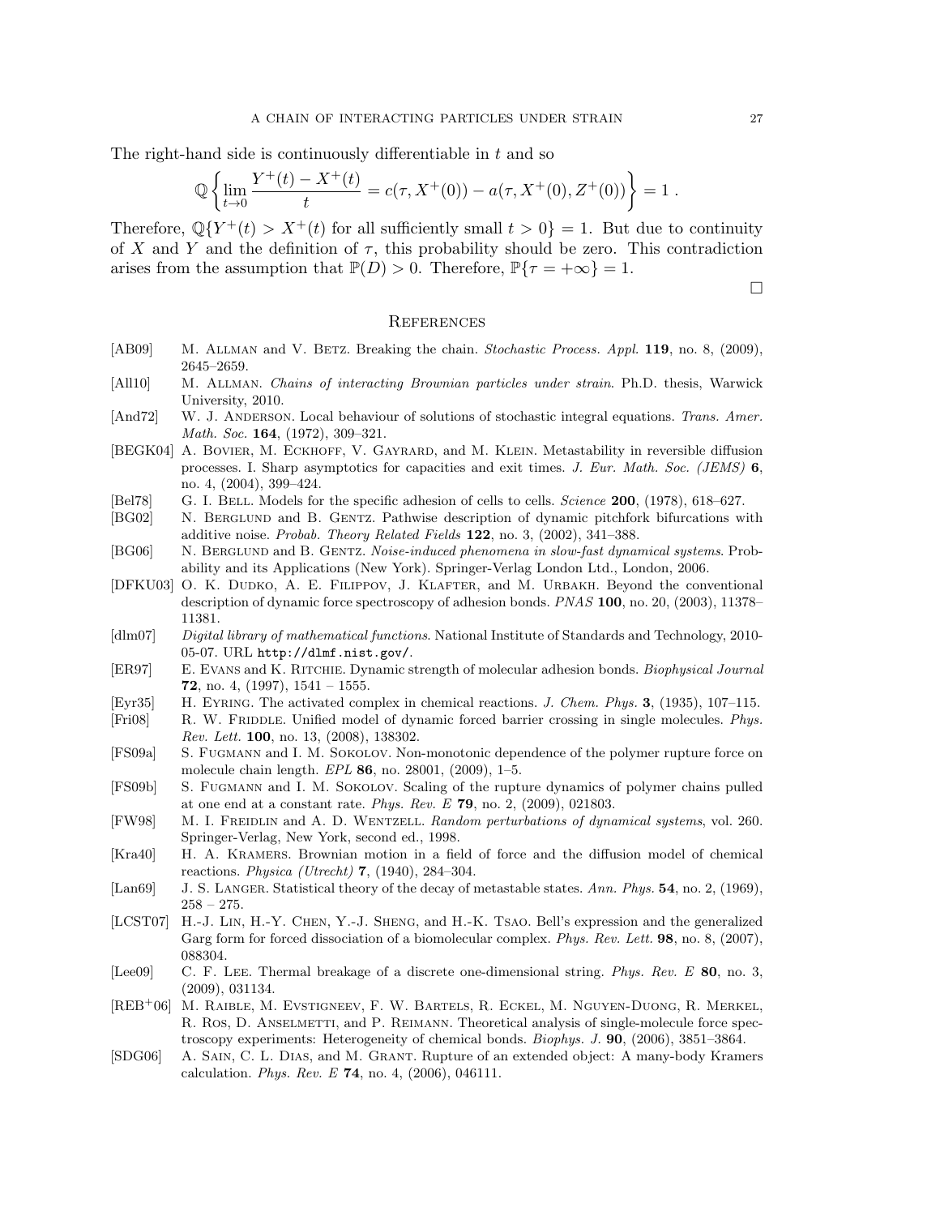The right-hand side is continuously differentiable in $t$ and so

$$\mathbb{Q}\left\{\lim_{t\to 0}\frac{Y^+(t)-X^+(t)}{t}=c(\tau,X^+(0))-a(\tau,X^+(0),Z^+(0))\right\}=1\ .$$

Therefore, $\mathbb{Q}\{Y^+(t)>X^+(t)$ for all sufficiently small $t>0\}=1$. But due to continuity of $X$ and $Y$ and the definition of $\tau$, this probability should be zero. This contradiction arises from the assumption that $\mathbb{P}(D)>0$. Therefore, $\mathbb{P}\{\tau=+\infty\}=1$.

□

## References

[AB09] M. Allman and V. Betz. Breaking the chain. *Stochastic Process. Appl.* **119**, no. 8, (2009), 2645–2659.

[All10] M. Allman. *Chains of interacting Brownian particles under strain*. Ph.D. thesis, Warwick University, 2010.

[And72] W. J. Anderson. Local behaviour of solutions of stochastic integral equations. *Trans. Amer. Math. Soc.* **164**, (1972), 309–321.

[BEGK04] A. Bovier, M. Eckhoff, V. Gayrard, and M. Klein. Metastability in reversible diffusion processes. I. Sharp asymptotics for capacities and exit times. *J. Eur. Math. Soc. (JEMS)* **6**, no. 4, (2004), 399–424.

[Bel78] G. I. Bell. Models for the specific adhesion of cells to cells. *Science* **200**, (1978), 618–627.

[BG02] N. Berglund and B. Gentz. Pathwise description of dynamic pitchfork bifurcations with additive noise. *Probab. Theory Related Fields* **122**, no. 3, (2002), 341–388.

[BG06] N. Berglund and B. Gentz. *Noise-induced phenomena in slow-fast dynamical systems*. Probability and its Applications (New York). Springer-Verlag London Ltd., London, 2006.

[DFKU03] O. K. Dudko, A. E. Filippov, J. Klafter, and M. Urbakh. Beyond the conventional description of dynamic force spectroscopy of adhesion bonds. *PNAS* **100**, no. 20, (2003), 11378–11381.

[dlm07] *Digital library of mathematical functions*. National Institute of Standards and Technology, 2010-05-07. URL http://dlmf.nist.gov/.

[ER97] E. Evans and K. Ritchie. Dynamic strength of molecular adhesion bonds. *Biophysical Journal* **72**, no. 4, (1997), 1541 – 1555.

[Eyr35] H. Eyring. The activated complex in chemical reactions. *J. Chem. Phys.* **3**, (1935), 107–115.

[Fri08] R. W. Friddle. Unified model of dynamic forced barrier crossing in single molecules. *Phys. Rev. Lett.* **100**, no. 13, (2008), 138302.

[FS09a] S. Fugmann and I. M. Sokolov. Non-monotonic dependence of the polymer rupture force on molecule chain length. *EPL* **86**, no. 28001, (2009), 1–5.

[FS09b] S. Fugmann and I. M. Sokolov. Scaling of the rupture dynamics of polymer chains pulled at one end at a constant rate. *Phys. Rev. E* **79**, no. 2, (2009), 021803.

[FW98] M. I. Freidlin and A. D. Wentzell. *Random perturbations of dynamical systems*, vol. 260. Springer-Verlag, New York, second ed., 1998.

[Kra40] H. A. Kramers. Brownian motion in a field of force and the diffusion model of chemical reactions. *Physica (Utrecht)* **7**, (1940), 284–304.

[Lan69] J. S. Langer. Statistical theory of the decay of metastable states. *Ann. Phys.* **54**, no. 2, (1969), 258 – 275.

[LCST07] H.-J. Lin, H.-Y. Chen, Y.-J. Sheng, and H.-K. Tsao. Bell's expression and the generalized Garg form for forced dissociation of a biomolecular complex. *Phys. Rev. Lett.* **98**, no. 8, (2007), 088304.

[Lee09] C. F. Lee. Thermal breakage of a discrete one-dimensional string. *Phys. Rev. E* **80**, no. 3, (2009), 031134.

[REB+06] M. Raible, M. Evstigneev, F. W. Bartels, R. Eckel, M. Nguyen-Duong, R. Merkel, R. Ros, D. Anselmetti, and P. Reimann. Theoretical analysis of single-molecule force spectroscopy experiments: Heterogeneity of chemical bonds. *Biophys. J.* **90**, (2006), 3851–3864.

[SDG06] A. Sain, C. L. Dias, and M. Grant. Rupture of an extended object: A many-body Kramers calculation. *Phys. Rev. E* **74**, no. 4, (2006), 046111.